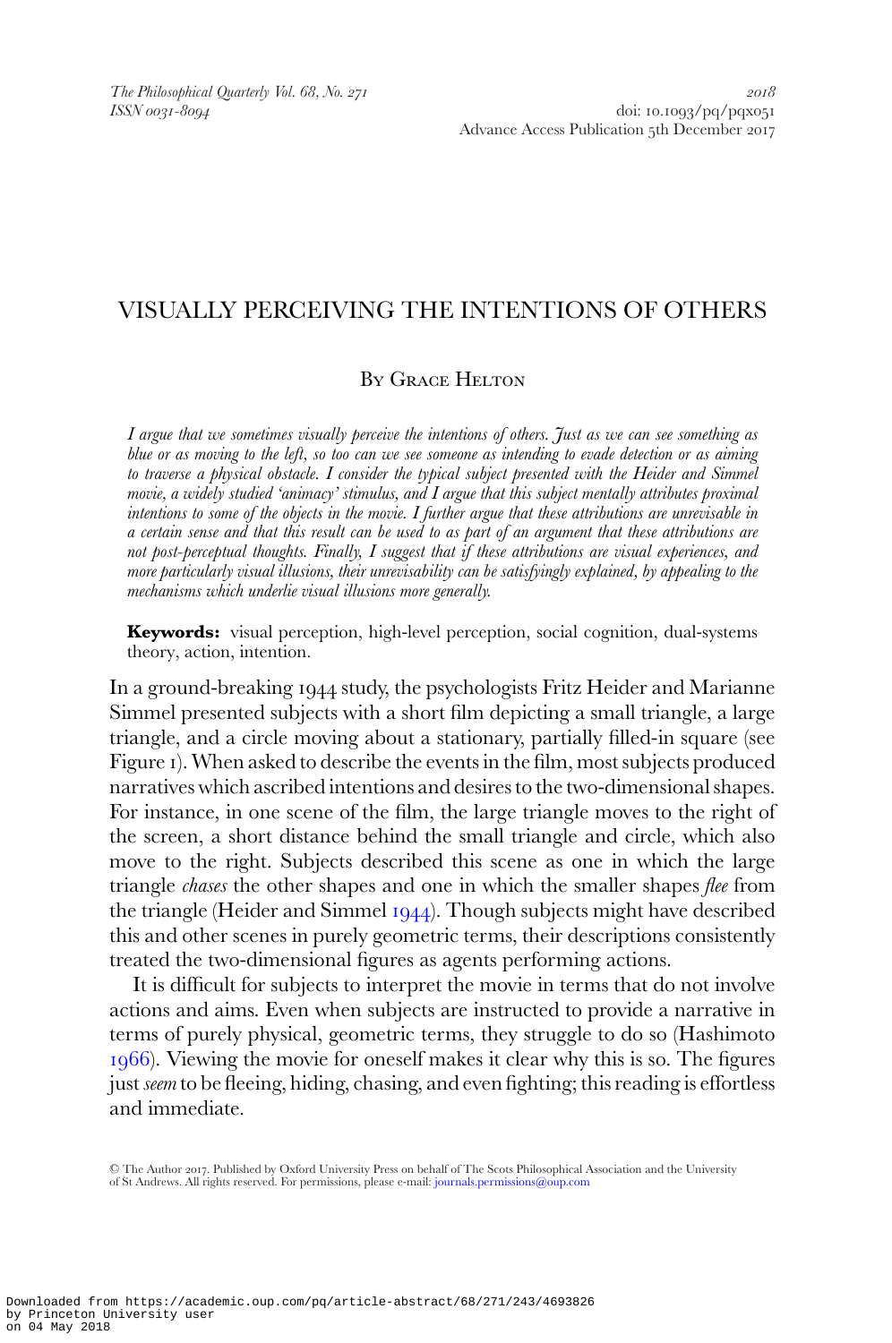# VISUALLY PERCEIVING THE INTENTIONS OF OTHERS

By Grace Helton

*I argue that we sometimes visually perceive the intentions of others. Just as we can see something as blue or as moving to the left, so too can we see someone as intending to evade detection or as aiming to traverse a physical obstacle. I consider the typical subject presented with the Heider and Simmel movie, a widely studied 'animacy' stimulus, and I argue that this subject mentally attributes proximal intentions to some of the objects in the movie. I further argue that these attributions are unrevisable in a certain sense and that this result can be used to as part of an argument that these attributions are not post-perceptual thoughts. Finally, I suggest that if these attributions are visual experiences, and more particularly visual illusions, their unrevisability can be satisfyingly explained, by appealing to the mechanisms which underlie visual illusions more generally.*

**Keywords:** visual perception, high-level perception, social cognition, dual-systems theory, action, intention.

In a ground-breaking 1944 study, the psychologists Fritz Heider and Marianne Simmel presented subjects with a short film depicting a small triangle, a large triangle, and a circle moving about a stationary, partially filled-in square (see Figure 1). When asked to describe the events in the film, most subjects produced narratives which ascribed intentions and desires to the two-dimensional shapes. For instance, in one scene of the film, the large triangle moves to the right of the screen, a short distance behind the small triangle and circle, which also move to the right. Subjects described this scene as one in which the large triangle *chases* the other shapes and one in which the smaller shapes *flee* from the triangle (Heider and Simmel 1944). Though subjects might have described this and other scenes in purely geometric terms, their descriptions consistently treated the two-dimensional figures as agents performing actions.

It is difficult for subjects to interpret the movie in terms that do not involve actions and aims. Even when subjects are instructed to provide a narrative in terms of purely physical, geometric terms, they struggle to do so (Hashimoto 1966). Viewing the movie for oneself makes it clear why this is so. The figures just *seem* to be fleeing, hiding, chasing, and even fighting; this reading is effortless and immediate.

© The Author 2017. Published by Oxford University Press on behalf of The Scots Philosophical Association and the University of St Andrews. All rights reserved. For permissions, please e-mail: journals.permissions@oup.com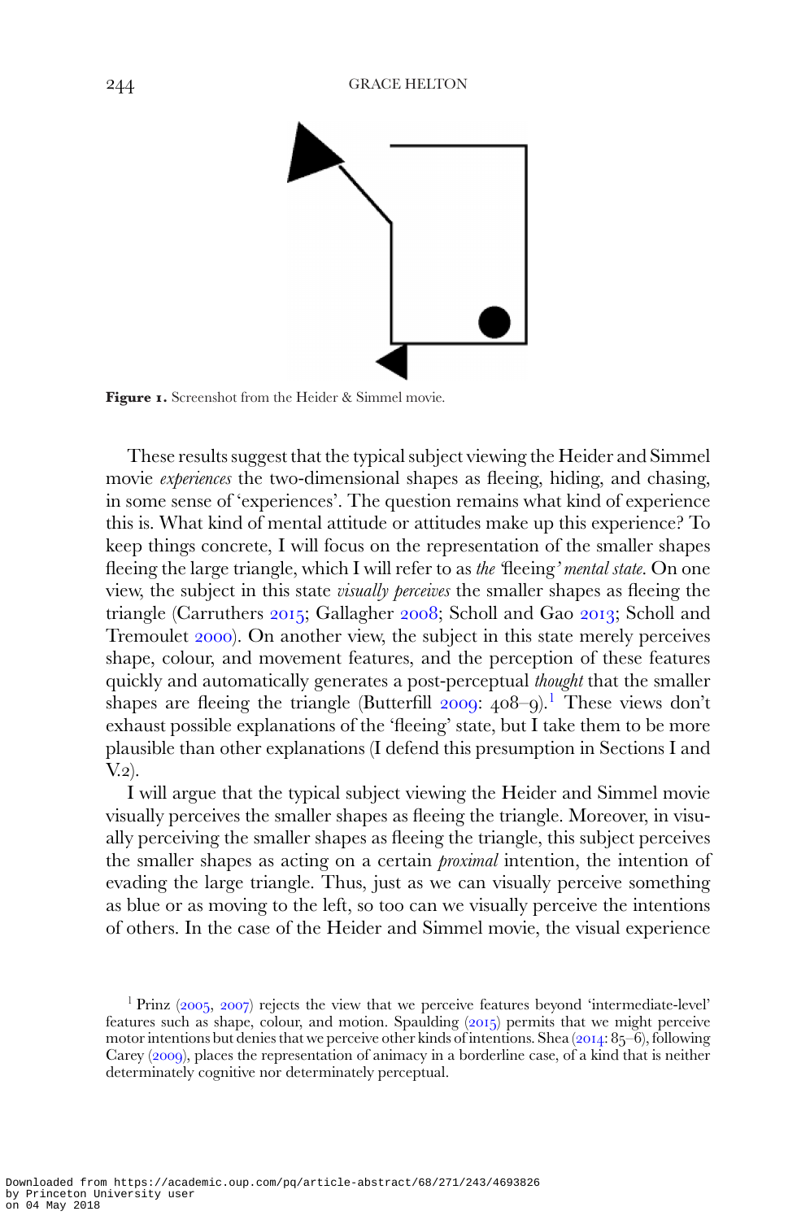**Figure 1.** Screenshot from the Heider & Simmel movie.

These results suggest that the typical subject viewing the Heider and Simmel movie *experiences* the two-dimensional shapes as fleeing, hiding, and chasing, in some sense of 'experiences'. The question remains what kind of experience this is. What kind of mental attitude or attitudes make up this experience? To keep things concrete, I will focus on the representation of the smaller shapes fleeing the large triangle, which I will refer to as *the 'fleeing' mental state*. On one view, the subject in this state *visually perceives* the smaller shapes as fleeing the triangle (Carruthers 2015; Gallagher 2008; Scholl and Gao 2013; Scholl and Tremoulet 2000). On another view, the subject in this state merely perceives shape, colour, and movement features, and the perception of these features quickly and automatically generates a post-perceptual *thought* that the smaller shapes are fleeing the triangle (Butterfill 2009: 408–9).[1] These views don't exhaust possible explanations of the 'fleeing' state, but I take them to be more plausible than other explanations (I defend this presumption in Sections I and V.2).

I will argue that the typical subject viewing the Heider and Simmel movie visually perceives the smaller shapes as fleeing the triangle. Moreover, in visually perceiving the smaller shapes as fleeing the triangle, this subject perceives the smaller shapes as acting on a certain *proximal* intention, the intention of evading the large triangle. Thus, just as we can visually perceive something as blue or as moving to the left, so too can we visually perceive the intentions of others. In the case of the Heider and Simmel movie, the visual experience

[1] Prinz (2005, 2007) rejects the view that we perceive features beyond 'intermediate-level' features such as shape, colour, and motion. Spaulding (2015) permits that we might perceive motor intentions but denies that we perceive other kinds of intentions. Shea (2014: 85–6), following Carey (2009), places the representation of animacy in a borderline case, of a kind that is neither determinately cognitive nor determinately perceptual.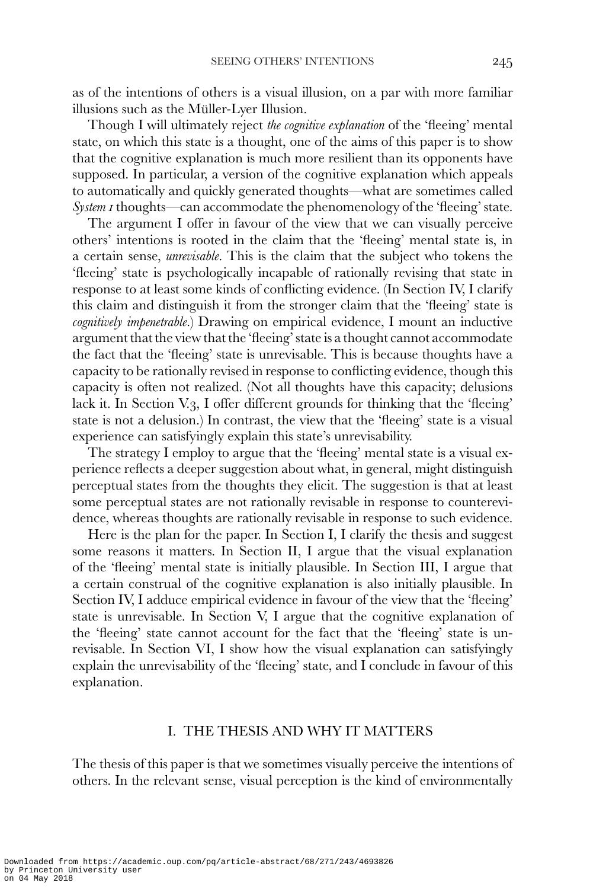as of the intentions of others is a visual illusion, on a par with more familiar illusions such as the Müller-Lyer Illusion.

Though I will ultimately reject *the cognitive explanation* of the 'fleeing' mental state, on which this state is a thought, one of the aims of this paper is to show that the cognitive explanation is much more resilient than its opponents have supposed. In particular, a version of the cognitive explanation which appeals to automatically and quickly generated thoughts—what are sometimes called *System 1* thoughts—can accommodate the phenomenology of the 'fleeing' state.

The argument I offer in favour of the view that we can visually perceive others' intentions is rooted in the claim that the 'fleeing' mental state is, in a certain sense, *unrevisable*. This is the claim that the subject who tokens the 'fleeing' state is psychologically incapable of rationally revising that state in response to at least some kinds of conflicting evidence. (In Section IV, I clarify this claim and distinguish it from the stronger claim that the 'fleeing' state is *cognitively impenetrable*.) Drawing on empirical evidence, I mount an inductive argument that the view that the 'fleeing' state is a thought cannot accommodate the fact that the 'fleeing' state is unrevisable. This is because thoughts have a capacity to be rationally revised in response to conflicting evidence, though this capacity is often not realized. (Not all thoughts have this capacity; delusions lack it. In Section V.3, I offer different grounds for thinking that the 'fleeing' state is not a delusion.) In contrast, the view that the 'fleeing' state is a visual experience can satisfyingly explain this state's unrevisability.

The strategy I employ to argue that the 'fleeing' mental state is a visual experience reflects a deeper suggestion about what, in general, might distinguish perceptual states from the thoughts they elicit. The suggestion is that at least some perceptual states are not rationally revisable in response to counterevidence, whereas thoughts are rationally revisable in response to such evidence.

Here is the plan for the paper. In Section I, I clarify the thesis and suggest some reasons it matters. In Section II, I argue that the visual explanation of the 'fleeing' mental state is initially plausible. In Section III, I argue that a certain construal of the cognitive explanation is also initially plausible. In Section IV, I adduce empirical evidence in favour of the view that the 'fleeing' state is unrevisable. In Section V, I argue that the cognitive explanation of the 'fleeing' state cannot account for the fact that the 'fleeing' state is unrevisable. In Section VI, I show how the visual explanation can satisfyingly explain the unrevisability of the 'fleeing' state, and I conclude in favour of this explanation.

## I. THE THESIS AND WHY IT MATTERS

The thesis of this paper is that we sometimes visually perceive the intentions of others. In the relevant sense, visual perception is the kind of environmentally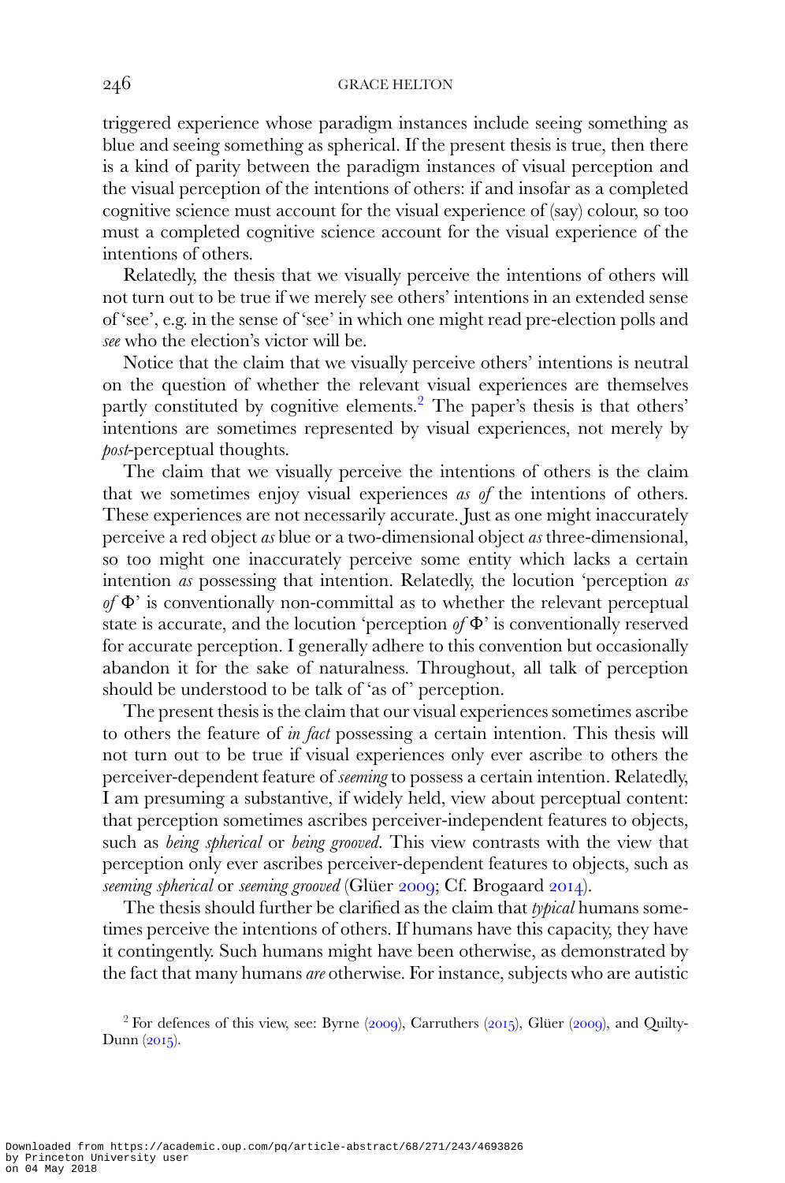triggered experience whose paradigm instances include seeing something as blue and seeing something as spherical. If the present thesis is true, then there is a kind of parity between the paradigm instances of visual perception and the visual perception of the intentions of others: if and insofar as a completed cognitive science must account for the visual experience of (say) colour, so too must a completed cognitive science account for the visual experience of the intentions of others.

Relatedly, the thesis that we visually perceive the intentions of others will not turn out to be true if we merely see others' intentions in an extended sense of 'see', e.g. in the sense of 'see' in which one might read pre-election polls and *see* who the election's victor will be.

Notice that the claim that we visually perceive others' intentions is neutral on the question of whether the relevant visual experiences are themselves partly constituted by cognitive elements.[2] The paper's thesis is that others' intentions are sometimes represented by visual experiences, not merely by *post*-perceptual thoughts.

The claim that we visually perceive the intentions of others is the claim that we sometimes enjoy visual experiences *as of* the intentions of others. These experiences are not necessarily accurate. Just as one might inaccurately perceive a red object *as* blue or a two-dimensional object *as* three-dimensional, so too might one inaccurately perceive some entity which lacks a certain intention *as* possessing that intention. Relatedly, the locution 'perception *as of* Φ' is conventionally non-committal as to whether the relevant perceptual state is accurate, and the locution 'perception *of* Φ' is conventionally reserved for accurate perception. I generally adhere to this convention but occasionally abandon it for the sake of naturalness. Throughout, all talk of perception should be understood to be talk of 'as of' perception.

The present thesis is the claim that our visual experiences sometimes ascribe to others the feature of *in fact* possessing a certain intention. This thesis will not turn out to be true if visual experiences only ever ascribe to others the perceiver-dependent feature of *seeming* to possess a certain intention. Relatedly, I am presuming a substantive, if widely held, view about perceptual content: that perception sometimes ascribes perceiver-independent features to objects, such as *being spherical* or *being grooved*. This view contrasts with the view that perception only ever ascribes perceiver-dependent features to objects, such as *seeming spherical* or *seeming grooved* (Glüer 2009; Cf. Brogaard 2014).

The thesis should further be clarified as the claim that *typical* humans sometimes perceive the intentions of others. If humans have this capacity, they have it contingently. Such humans might have been otherwise, as demonstrated by the fact that many humans *are* otherwise. For instance, subjects who are autistic

[2] For defences of this view, see: Byrne (2009), Carruthers (2015), Glüer (2009), and Quilty-Dunn (2015).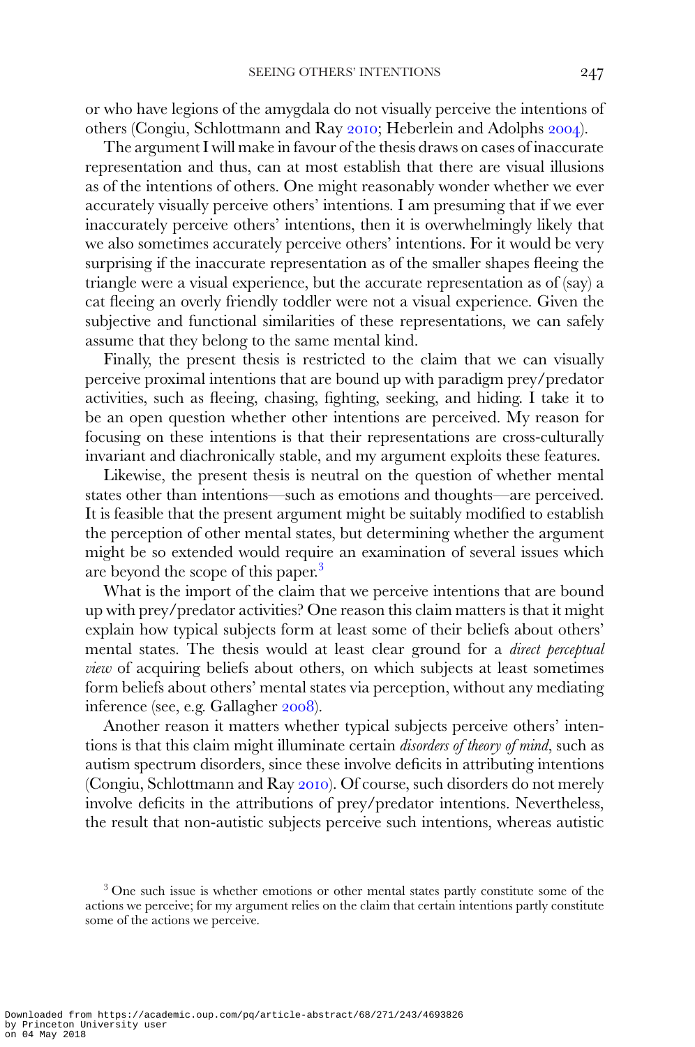or who have legions of the amygdala do not visually perceive the intentions of others (Congiu, Schlottmann and Ray 2010; Heberlein and Adolphs 2004).

The argument I will make in favour of the thesis draws on cases of inaccurate representation and thus, can at most establish that there are visual illusions as of the intentions of others. One might reasonably wonder whether we ever accurately visually perceive others' intentions. I am presuming that if we ever inaccurately perceive others' intentions, then it is overwhelmingly likely that we also sometimes accurately perceive others' intentions. For it would be very surprising if the inaccurate representation as of the smaller shapes fleeing the triangle were a visual experience, but the accurate representation as of (say) a cat fleeing an overly friendly toddler were not a visual experience. Given the subjective and functional similarities of these representations, we can safely assume that they belong to the same mental kind.

Finally, the present thesis is restricted to the claim that we can visually perceive proximal intentions that are bound up with paradigm prey/predator activities, such as fleeing, chasing, fighting, seeking, and hiding. I take it to be an open question whether other intentions are perceived. My reason for focusing on these intentions is that their representations are cross-culturally invariant and diachronically stable, and my argument exploits these features.

Likewise, the present thesis is neutral on the question of whether mental states other than intentions—such as emotions and thoughts—are perceived. It is feasible that the present argument might be suitably modified to establish the perception of other mental states, but determining whether the argument might be so extended would require an examination of several issues which are beyond the scope of this paper.[3]

What is the import of the claim that we perceive intentions that are bound up with prey/predator activities? One reason this claim matters is that it might explain how typical subjects form at least some of their beliefs about others' mental states. The thesis would at least clear ground for a *direct perceptual view* of acquiring beliefs about others, on which subjects at least sometimes form beliefs about others' mental states via perception, without any mediating inference (see, e.g. Gallagher 2008).

Another reason it matters whether typical subjects perceive others' intentions is that this claim might illuminate certain *disorders of theory of mind*, such as autism spectrum disorders, since these involve deficits in attributing intentions (Congiu, Schlottmann and Ray 2010). Of course, such disorders do not merely involve deficits in the attributions of prey/predator intentions. Nevertheless, the result that non-autistic subjects perceive such intentions, whereas autistic

[3] One such issue is whether emotions or other mental states partly constitute some of the actions we perceive; for my argument relies on the claim that certain intentions partly constitute some of the actions we perceive.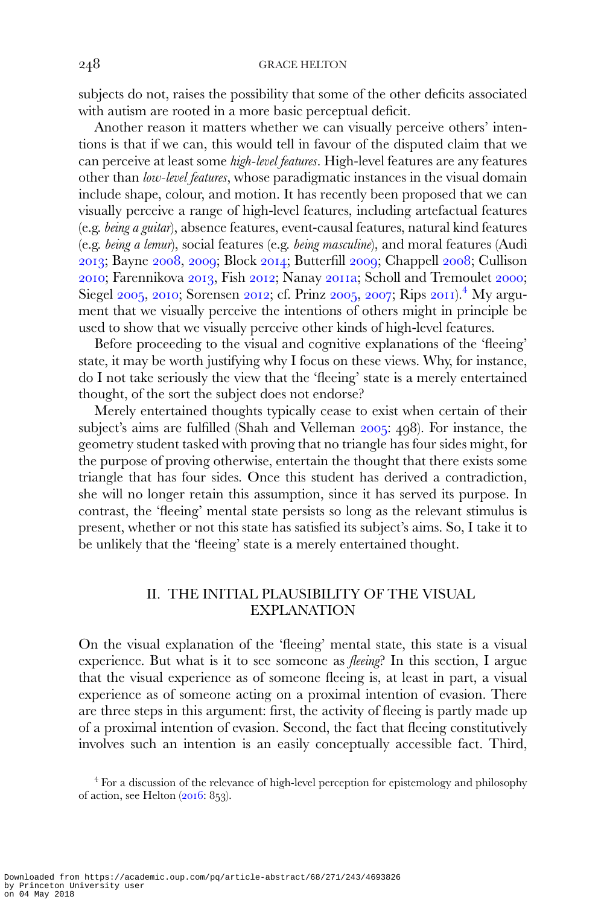subjects do not, raises the possibility that some of the other deficits associated with autism are rooted in a more basic perceptual deficit.

Another reason it matters whether we can visually perceive others' intentions is that if we can, this would tell in favour of the disputed claim that we can perceive at least some *high-level features*. High-level features are any features other than *low-level features*, whose paradigmatic instances in the visual domain include shape, colour, and motion. It has recently been proposed that we can visually perceive a range of high-level features, including artefactual features (e.g. *being a guitar*), absence features, event-causal features, natural kind features (e.g. *being a lemur*), social features (e.g. *being masculine*), and moral features (Audi 2013; Bayne 2008, 2009; Block 2014; Butterfill 2009; Chappell 2008; Cullison 2010; Farennikova 2013, Fish 2012; Nanay 2011a; Scholl and Tremoulet 2000; Siegel 2005, 2010; Sorensen 2012; cf. Prinz 2005, 2007; Rips 2011).[4] My argument that we visually perceive the intentions of others might in principle be used to show that we visually perceive other kinds of high-level features.

Before proceeding to the visual and cognitive explanations of the 'fleeing' state, it may be worth justifying why I focus on these views. Why, for instance, do I not take seriously the view that the 'fleeing' state is a merely entertained thought, of the sort the subject does not endorse?

Merely entertained thoughts typically cease to exist when certain of their subject's aims are fulfilled (Shah and Velleman 2005: 498). For instance, the geometry student tasked with proving that no triangle has four sides might, for the purpose of proving otherwise, entertain the thought that there exists some triangle that has four sides. Once this student has derived a contradiction, she will no longer retain this assumption, since it has served its purpose. In contrast, the 'fleeing' mental state persists so long as the relevant stimulus is present, whether or not this state has satisfied its subject's aims. So, I take it to be unlikely that the 'fleeing' state is a merely entertained thought.

## II. THE INITIAL PLAUSIBILITY OF THE VISUAL EXPLANATION

On the visual explanation of the 'fleeing' mental state, this state is a visual experience. But what is it to see someone as *fleeing*? In this section, I argue that the visual experience as of someone fleeing is, at least in part, a visual experience as of someone acting on a proximal intention of evasion. There are three steps in this argument: first, the activity of fleeing is partly made up of a proximal intention of evasion. Second, the fact that fleeing constitutively involves such an intention is an easily conceptually accessible fact. Third,

[4] For a discussion of the relevance of high-level perception for epistemology and philosophy of action, see Helton (2016: 853).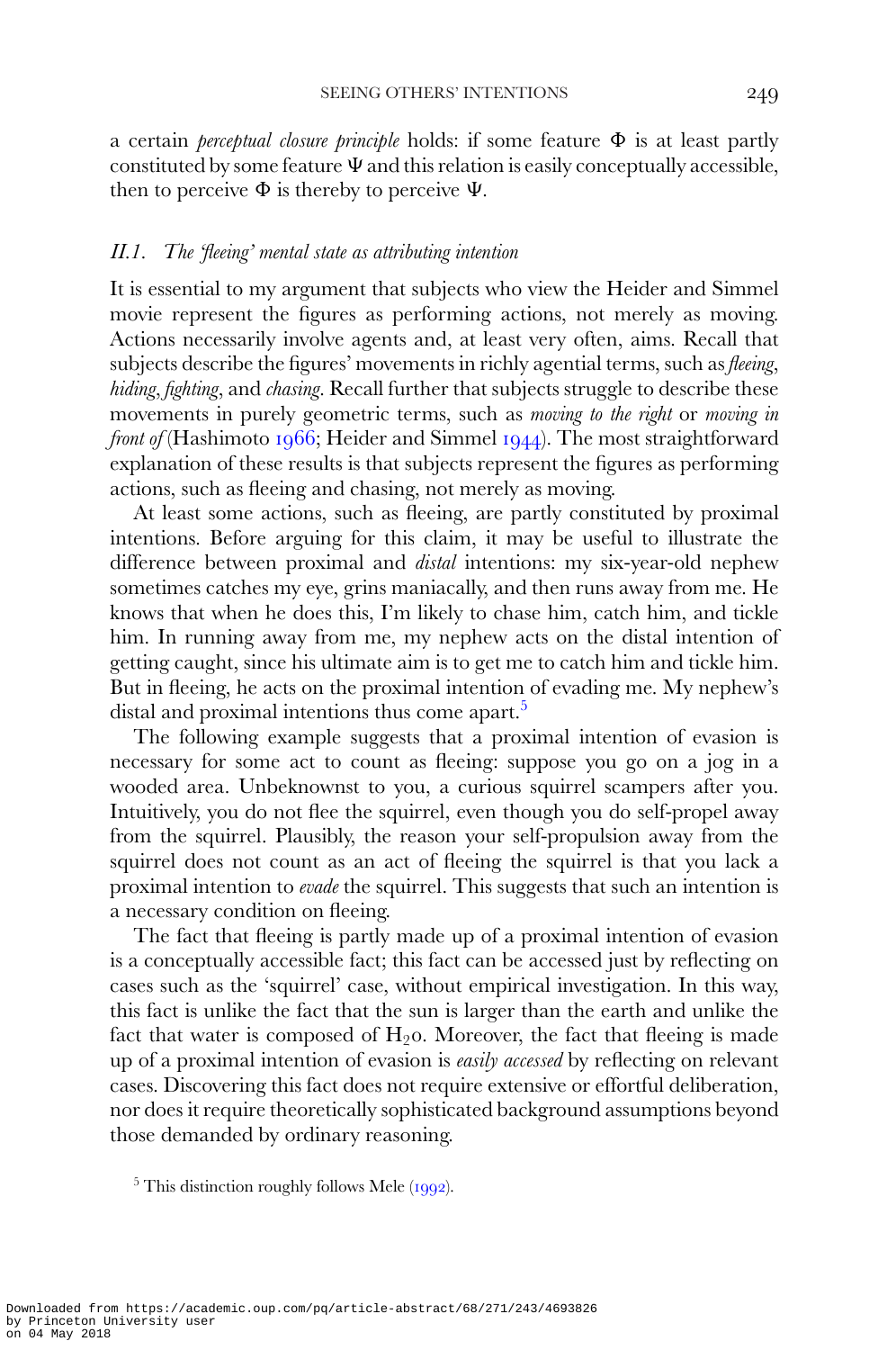a certain *perceptual closure principle* holds: if some feature $\Phi$ is at least partly constituted by some feature $\Psi$ and this relation is easily conceptually accessible, then to perceive $\Phi$ is thereby to perceive $\Psi$.

### *II.1. The 'fleeing' mental state as attributing intention*

It is essential to my argument that subjects who view the Heider and Simmel movie represent the figures as performing actions, not merely as moving. Actions necessarily involve agents and, at least very often, aims. Recall that subjects describe the figures' movements in richly agential terms, such as *fleeing*, *hiding*, *fighting*, and *chasing*. Recall further that subjects struggle to describe these movements in purely geometric terms, such as *moving to the right* or *moving in front of* (Hashimoto 1966; Heider and Simmel 1944). The most straightforward explanation of these results is that subjects represent the figures as performing actions, such as fleeing and chasing, not merely as moving.

At least some actions, such as fleeing, are partly constituted by proximal intentions. Before arguing for this claim, it may be useful to illustrate the difference between proximal and *distal* intentions: my six-year-old nephew sometimes catches my eye, grins maniacally, and then runs away from me. He knows that when he does this, I'm likely to chase him, catch him, and tickle him. In running away from me, my nephew acts on the distal intention of getting caught, since his ultimate aim is to get me to catch him and tickle him. But in fleeing, he acts on the proximal intention of evading me. My nephew's distal and proximal intentions thus come apart.[5]

The following example suggests that a proximal intention of evasion is necessary for some act to count as fleeing: suppose you go on a jog in a wooded area. Unbeknownst to you, a curious squirrel scampers after you. Intuitively, you do not flee the squirrel, even though you do self-propel away from the squirrel. Plausibly, the reason your self-propulsion away from the squirrel does not count as an act of fleeing the squirrel is that you lack a proximal intention to *evade* the squirrel. This suggests that such an intention is a necessary condition on fleeing.

The fact that fleeing is partly made up of a proximal intention of evasion is a conceptually accessible fact; this fact can be accessed just by reflecting on cases such as the 'squirrel' case, without empirical investigation. In this way, this fact is unlike the fact that the sun is larger than the earth and unlike the fact that water is composed of $H_2O$. Moreover, the fact that fleeing is made up of a proximal intention of evasion is *easily accessed* by reflecting on relevant cases. Discovering this fact does not require extensive or effortful deliberation, nor does it require theoretically sophisticated background assumptions beyond those demanded by ordinary reasoning.

[5] This distinction roughly follows Mele (1992).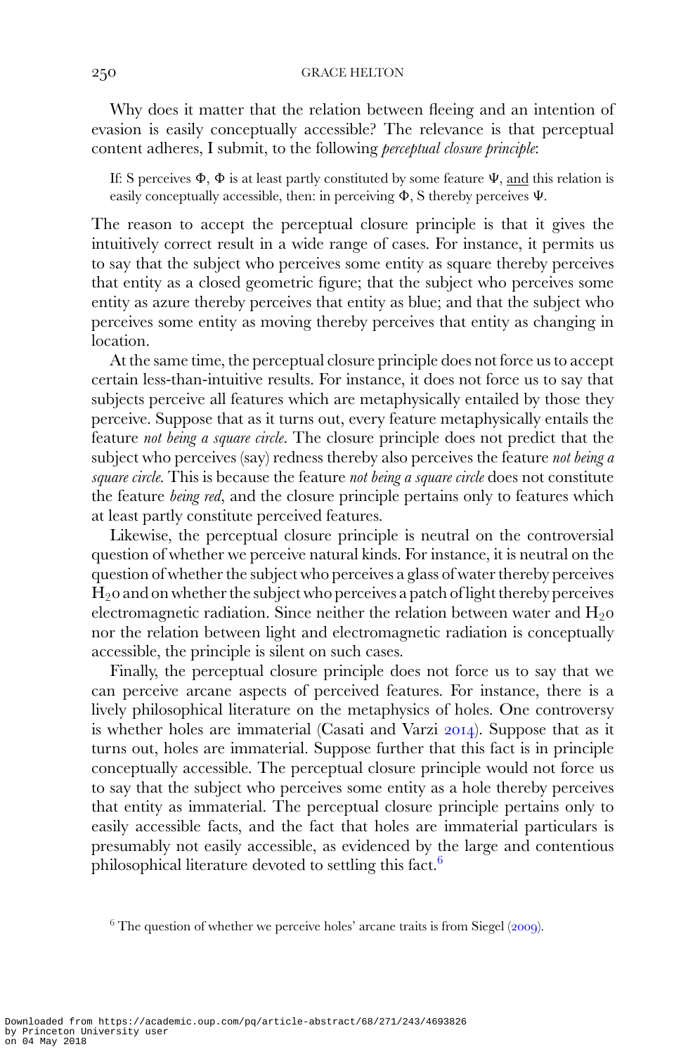Why does it matter that the relation between fleeing and an intention of evasion is easily conceptually accessible? The relevance is that perceptual content adheres, I submit, to the following *perceptual closure principle*:

> If: S perceives $\Phi$, $\Phi$ is at least partly constituted by some feature $\Psi$, and this relation is easily conceptually accessible, then: in perceiving $\Phi$, S thereby perceives $\Psi$.

The reason to accept the perceptual closure principle is that it gives the intuitively correct result in a wide range of cases. For instance, it permits us to say that the subject who perceives some entity as square thereby perceives that entity as a closed geometric figure; that the subject who perceives some entity as azure thereby perceives that entity as blue; and that the subject who perceives some entity as moving thereby perceives that entity as changing in location.

At the same time, the perceptual closure principle does not force us to accept certain less-than-intuitive results. For instance, it does not force us to say that subjects perceive all features which are metaphysically entailed by those they perceive. Suppose that as it turns out, every feature metaphysically entails the feature *not being a square circle*. The closure principle does not predict that the subject who perceives (say) redness thereby also perceives the feature *not being a square circle*. This is because the feature *not being a square circle* does not constitute the feature *being red*, and the closure principle pertains only to features which at least partly constitute perceived features.

Likewise, the perceptual closure principle is neutral on the controversial question of whether we perceive natural kinds. For instance, it is neutral on the question of whether the subject who perceives a glass of water thereby perceives $H_2o$ and on whether the subject who perceives a patch of light thereby perceives electromagnetic radiation. Since neither the relation between water and $H_2o$ nor the relation between light and electromagnetic radiation is conceptually accessible, the principle is silent on such cases.

Finally, the perceptual closure principle does not force us to say that we can perceive arcane aspects of perceived features. For instance, there is a lively philosophical literature on the metaphysics of holes. One controversy is whether holes are immaterial (Casati and Varzi 2014). Suppose that as it turns out, holes are immaterial. Suppose further that this fact is in principle conceptually accessible. The perceptual closure principle would not force us to say that the subject who perceives some entity as a hole thereby perceives that entity as immaterial. The perceptual closure principle pertains only to easily accessible facts, and the fact that holes are immaterial particulars is presumably not easily accessible, as evidenced by the large and contentious philosophical literature devoted to settling this fact.[6]

[6] The question of whether we perceive holes' arcane traits is from Siegel (2009).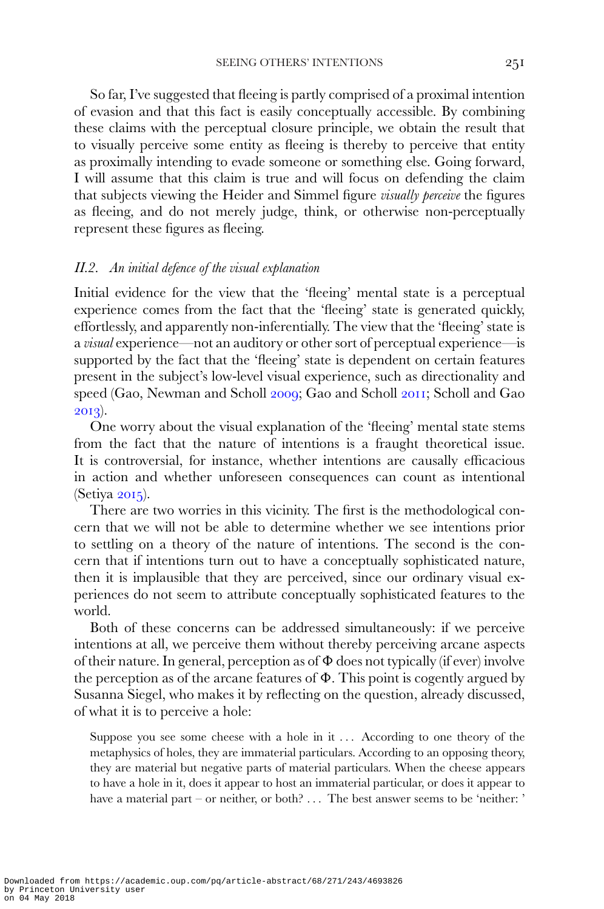So far, I've suggested that fleeing is partly comprised of a proximal intention of evasion and that this fact is easily conceptually accessible. By combining these claims with the perceptual closure principle, we obtain the result that to visually perceive some entity as fleeing is thereby to perceive that entity as proximally intending to evade someone or something else. Going forward, I will assume that this claim is true and will focus on defending the claim that subjects viewing the Heider and Simmel figure *visually perceive* the figures as fleeing, and do not merely judge, think, or otherwise non-perceptually represent these figures as fleeing.

### *II.2. An initial defence of the visual explanation*

Initial evidence for the view that the 'fleeing' mental state is a perceptual experience comes from the fact that the 'fleeing' state is generated quickly, effortlessly, and apparently non-inferentially. The view that the 'fleeing' state is a *visual* experience—not an auditory or other sort of perceptual experience—is supported by the fact that the 'fleeing' state is dependent on certain features present in the subject's low-level visual experience, such as directionality and speed (Gao, Newman and Scholl 2009; Gao and Scholl 2011; Scholl and Gao 2013).

One worry about the visual explanation of the 'fleeing' mental state stems from the fact that the nature of intentions is a fraught theoretical issue. It is controversial, for instance, whether intentions are causally efficacious in action and whether unforeseen consequences can count as intentional (Setiya 2015).

There are two worries in this vicinity. The first is the methodological concern that we will not be able to determine whether we see intentions prior to settling on a theory of the nature of intentions. The second is the concern that if intentions turn out to have a conceptually sophisticated nature, then it is implausible that they are perceived, since our ordinary visual experiences do not seem to attribute conceptually sophisticated features to the world.

Both of these concerns can be addressed simultaneously: if we perceive intentions at all, we perceive them without thereby perceiving arcane aspects of their nature. In general, perception as of $\Phi$ does not typically (if ever) involve the perception as of the arcane features of $\Phi$. This point is cogently argued by Susanna Siegel, who makes it by reflecting on the question, already discussed, of what it is to perceive a hole:

> Suppose you see some cheese with a hole in it ... According to one theory of the metaphysics of holes, they are immaterial particulars. According to an opposing theory, they are material but negative parts of material particulars. When the cheese appears to have a hole in it, does it appear to host an immaterial particular, or does it appear to have a material part – or neither, or both? ... The best answer seems to be 'neither: '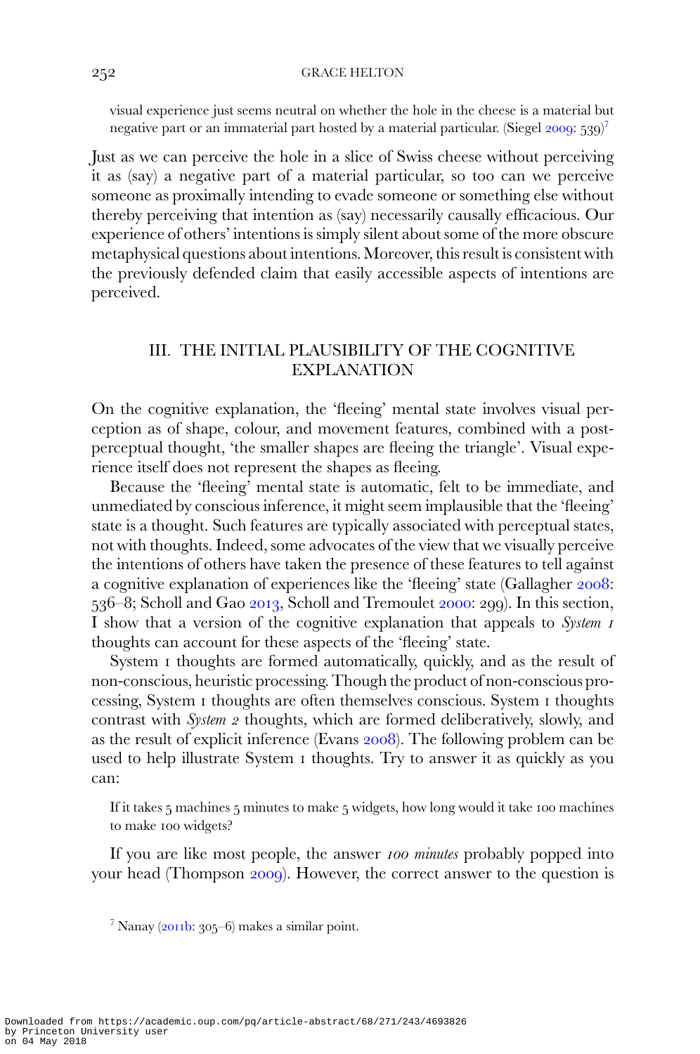visual experience just seems neutral on whether the hole in the cheese is a material but negative part or an immaterial part hosted by a material particular. (Siegel 2009: 539)[7]

Just as we can perceive the hole in a slice of Swiss cheese without perceiving it as (say) a negative part of a material particular, so too can we perceive someone as proximally intending to evade someone or something else without thereby perceiving that intention as (say) necessarily causally efficacious. Our experience of others' intentions is simply silent about some of the more obscure metaphysical questions about intentions. Moreover, this result is consistent with the previously defended claim that easily accessible aspects of intentions are perceived.

## III. THE INITIAL PLAUSIBILITY OF THE COGNITIVE EXPLANATION

On the cognitive explanation, the 'fleeing' mental state involves visual perception as of shape, colour, and movement features, combined with a post-perceptual thought, 'the smaller shapes are fleeing the triangle'. Visual experience itself does not represent the shapes as fleeing.

Because the 'fleeing' mental state is automatic, felt to be immediate, and unmediated by conscious inference, it might seem implausible that the 'fleeing' state is a thought. Such features are typically associated with perceptual states, not with thoughts. Indeed, some advocates of the view that we visually perceive the intentions of others have taken the presence of these features to tell against a cognitive explanation of experiences like the 'fleeing' state (Gallagher 2008: 536–8; Scholl and Gao 2013, Scholl and Tremoulet 2000: 299). In this section, I show that a version of the cognitive explanation that appeals to *System 1* thoughts can account for these aspects of the 'fleeing' state.

System 1 thoughts are formed automatically, quickly, and as the result of non-conscious, heuristic processing. Though the product of non-conscious processing, System 1 thoughts are often themselves conscious. System 1 thoughts contrast with *System 2* thoughts, which are formed deliberatively, slowly, and as the result of explicit inference (Evans 2008). The following problem can be used to help illustrate System 1 thoughts. Try to answer it as quickly as you can:

> If it takes 5 machines 5 minutes to make 5 widgets, how long would it take 100 machines to make 100 widgets?

If you are like most people, the answer *100 minutes* probably popped into your head (Thompson 2009). However, the correct answer to the question is

[7] Nanay (2011b: 305–6) makes a similar point.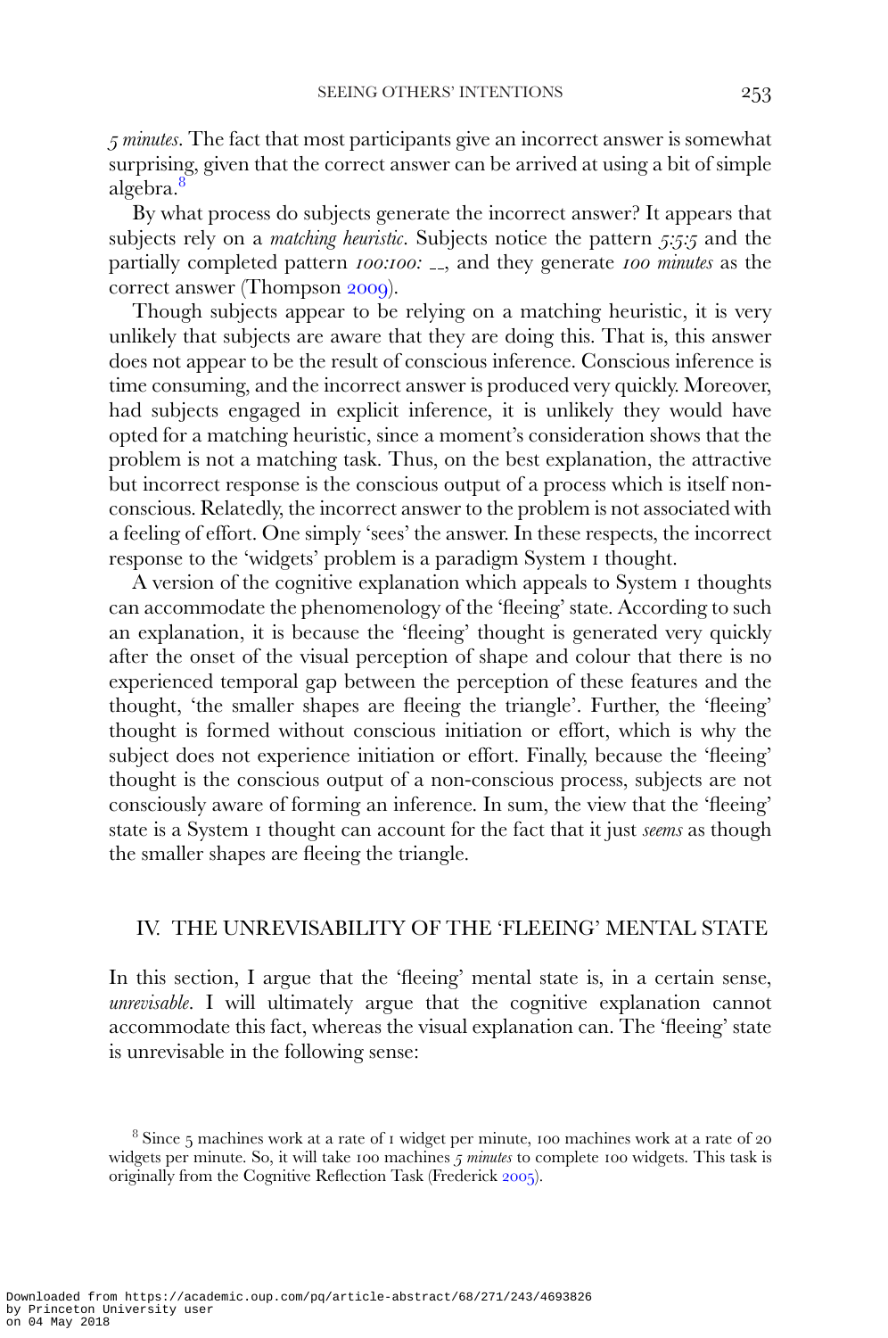*5 minutes*. The fact that most participants give an incorrect answer is somewhat surprising, given that the correct answer can be arrived at using a bit of simple algebra.[8]

By what process do subjects generate the incorrect answer? It appears that subjects rely on a *matching heuristic*. Subjects notice the pattern *5:5:5* and the partially completed pattern *100:100: __*, and they generate *100 minutes* as the correct answer (Thompson 2009).

Though subjects appear to be relying on a matching heuristic, it is very unlikely that subjects are aware that they are doing this. That is, this answer does not appear to be the result of conscious inference. Conscious inference is time consuming, and the incorrect answer is produced very quickly. Moreover, had subjects engaged in explicit inference, it is unlikely they would have opted for a matching heuristic, since a moment's consideration shows that the problem is not a matching task. Thus, on the best explanation, the attractive but incorrect response is the conscious output of a process which is itself non-conscious. Relatedly, the incorrect answer to the problem is not associated with a feeling of effort. One simply 'sees' the answer. In these respects, the incorrect response to the 'widgets' problem is a paradigm System 1 thought.

A version of the cognitive explanation which appeals to System 1 thoughts can accommodate the phenomenology of the 'fleeing' state. According to such an explanation, it is because the 'fleeing' thought is generated very quickly after the onset of the visual perception of shape and colour that there is no experienced temporal gap between the perception of these features and the thought, 'the smaller shapes are fleeing the triangle'. Further, the 'fleeing' thought is formed without conscious initiation or effort, which is why the subject does not experience initiation or effort. Finally, because the 'fleeing' thought is the conscious output of a non-conscious process, subjects are not consciously aware of forming an inference. In sum, the view that the 'fleeing' state is a System 1 thought can account for the fact that it just *seems* as though the smaller shapes are fleeing the triangle.

## IV. THE UNREVISABILITY OF THE 'FLEEING' MENTAL STATE

In this section, I argue that the 'fleeing' mental state is, in a certain sense, *unrevisable*. I will ultimately argue that the cognitive explanation cannot accommodate this fact, whereas the visual explanation can. The 'fleeing' state is unrevisable in the following sense:

---

[8] Since 5 machines work at a rate of 1 widget per minute, 100 machines work at a rate of 20 widgets per minute. So, it will take 100 machines *5 minutes* to complete 100 widgets. This task is originally from the Cognitive Reflection Task (Frederick 2005).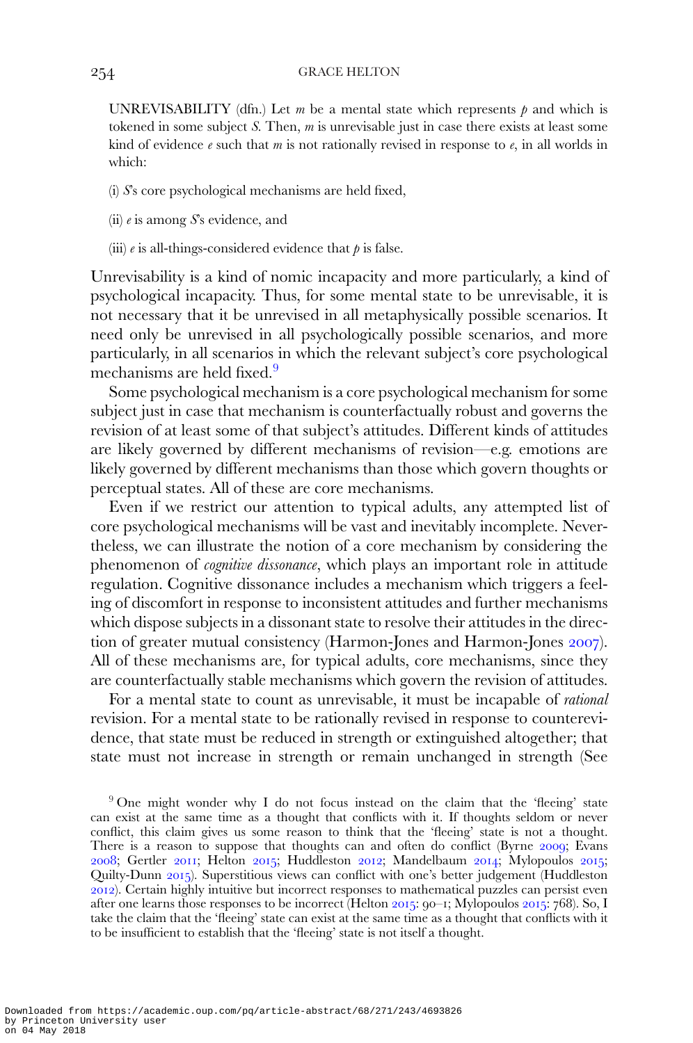UNREVISABILITY (dfn.) Let *m* be a mental state which represents *p* and which is tokened in some subject *S*. Then, *m* is unrevisable just in case there exists at least some kind of evidence *e* such that *m* is not rationally revised in response to *e*, in all worlds in which:

(i) *S*'s core psychological mechanisms are held fixed,

(ii) *e* is among *S*'s evidence, and

(iii) *e* is all-things-considered evidence that *p* is false.

Unrevisability is a kind of nomic incapacity and more particularly, a kind of psychological incapacity. Thus, for some mental state to be unrevisable, it is not necessary that it be unrevised in all metaphysically possible scenarios. It need only be unrevised in all psychologically possible scenarios, and more particularly, in all scenarios in which the relevant subject's core psychological mechanisms are held fixed.[9]

Some psychological mechanism is a core psychological mechanism for some subject just in case that mechanism is counterfactually robust and governs the revision of at least some of that subject's attitudes. Different kinds of attitudes are likely governed by different mechanisms of revision—e.g. emotions are likely governed by different mechanisms than those which govern thoughts or perceptual states. All of these are core mechanisms.

Even if we restrict our attention to typical adults, any attempted list of core psychological mechanisms will be vast and inevitably incomplete. Nevertheless, we can illustrate the notion of a core mechanism by considering the phenomenon of *cognitive dissonance*, which plays an important role in attitude regulation. Cognitive dissonance includes a mechanism which triggers a feeling of discomfort in response to inconsistent attitudes and further mechanisms which dispose subjects in a dissonant state to resolve their attitudes in the direction of greater mutual consistency (Harmon-Jones and Harmon-Jones 2007). All of these mechanisms are, for typical adults, core mechanisms, since they are counterfactually stable mechanisms which govern the revision of attitudes.

For a mental state to count as unrevisable, it must be incapable of *rational* revision. For a mental state to be rationally revised in response to counterevidence, that state must be reduced in strength or extinguished altogether; that state must not increase in strength or remain unchanged in strength (See

[9] One might wonder why I do not focus instead on the claim that the 'fleeing' state can exist at the same time as a thought that conflicts with it. If thoughts seldom or never conflict, this claim gives us some reason to think that the 'fleeing' state is not a thought. There is a reason to suppose that thoughts can and often do conflict (Byrne 2009; Evans 2008; Gertler 2011; Helton 2015; Huddleston 2012; Mandelbaum 2014; Mylopoulos 2015; Quilty-Dunn 2015). Superstitious views can conflict with one's better judgement (Huddleston 2012). Certain highly intuitive but incorrect responses to mathematical puzzles can persist even after one learns those responses to be incorrect (Helton 2015: 90–1; Mylopoulos 2015: 768). So, I take the claim that the 'fleeing' state can exist at the same time as a thought that conflicts with it to be insufficient to establish that the 'fleeing' state is not itself a thought.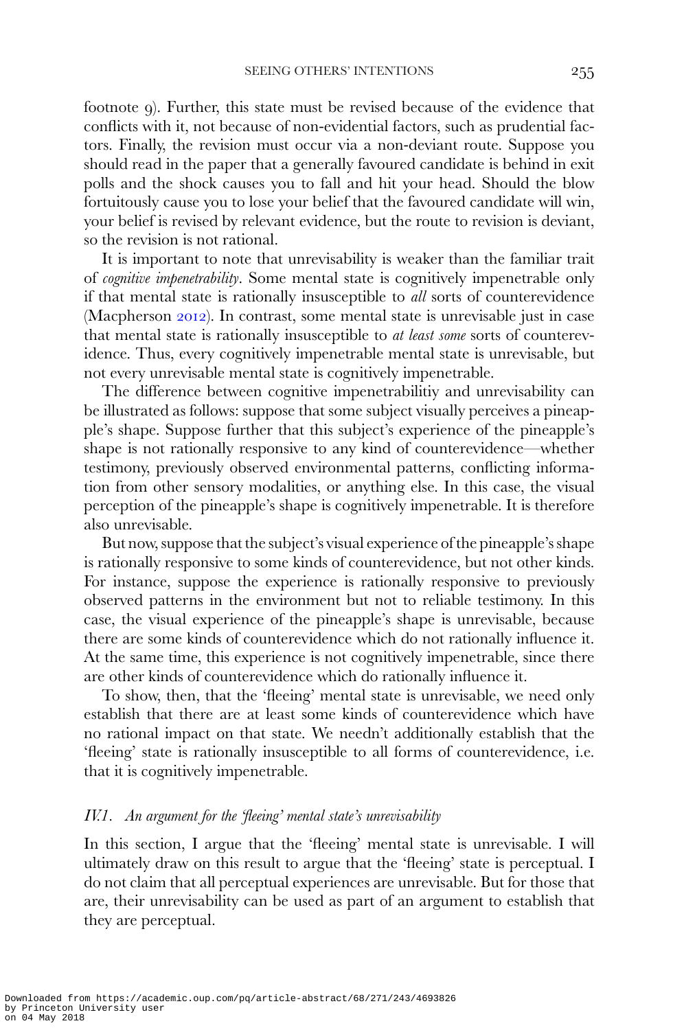footnote 9). Further, this state must be revised because of the evidence that conflicts with it, not because of non-evidential factors, such as prudential factors. Finally, the revision must occur via a non-deviant route. Suppose you should read in the paper that a generally favoured candidate is behind in exit polls and the shock causes you to fall and hit your head. Should the blow fortuitously cause you to lose your belief that the favoured candidate will win, your belief is revised by relevant evidence, but the route to revision is deviant, so the revision is not rational.

It is important to note that unrevisability is weaker than the familiar trait of *cognitive impenetrability*. Some mental state is cognitively impenetrable only if that mental state is rationally insusceptible to *all* sorts of counterevidence (Macpherson 2012). In contrast, some mental state is unrevisable just in case that mental state is rationally insusceptible to *at least some* sorts of counterevidence. Thus, every cognitively impenetrable mental state is unrevisable, but not every unrevisable mental state is cognitively impenetrable.

The difference between cognitive impenetrabilitiy and unrevisability can be illustrated as follows: suppose that some subject visually perceives a pineapple's shape. Suppose further that this subject's experience of the pineapple's shape is not rationally responsive to any kind of counterevidence—whether testimony, previously observed environmental patterns, conflicting information from other sensory modalities, or anything else. In this case, the visual perception of the pineapple's shape is cognitively impenetrable. It is therefore also unrevisable.

But now, suppose that the subject's visual experience of the pineapple's shape is rationally responsive to some kinds of counterevidence, but not other kinds. For instance, suppose the experience is rationally responsive to previously observed patterns in the environment but not to reliable testimony. In this case, the visual experience of the pineapple's shape is unrevisable, because there are some kinds of counterevidence which do not rationally influence it. At the same time, this experience is not cognitively impenetrable, since there are other kinds of counterevidence which do rationally influence it.

To show, then, that the 'fleeing' mental state is unrevisable, we need only establish that there are at least some kinds of counterevidence which have no rational impact on that state. We needn't additionally establish that the 'fleeing' state is rationally insusceptible to all forms of counterevidence, i.e. that it is cognitively impenetrable.

### *IV.1. An argument for the 'fleeing' mental state's unrevisability*

In this section, I argue that the 'fleeing' mental state is unrevisable. I will ultimately draw on this result to argue that the 'fleeing' state is perceptual. I do not claim that all perceptual experiences are unrevisable. But for those that are, their unrevisability can be used as part of an argument to establish that they are perceptual.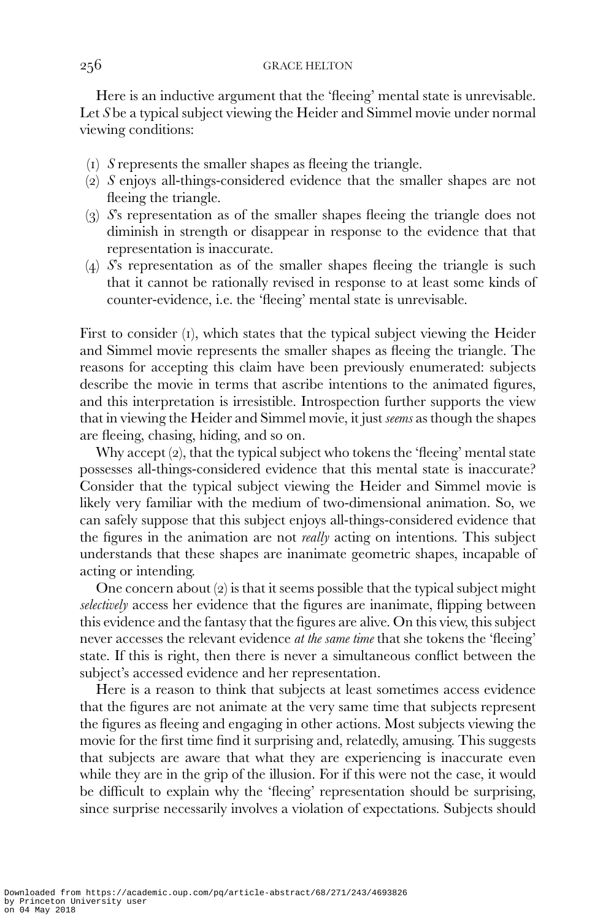Here is an inductive argument that the 'fleeing' mental state is unrevisable. Let *S* be a typical subject viewing the Heider and Simmel movie under normal viewing conditions:

(1) *S* represents the smaller shapes as fleeing the triangle.
(2) *S* enjoys all-things-considered evidence that the smaller shapes are not fleeing the triangle.
(3) *S*'s representation as of the smaller shapes fleeing the triangle does not diminish in strength or disappear in response to the evidence that that representation is inaccurate.
(4) *S*'s representation as of the smaller shapes fleeing the triangle is such that it cannot be rationally revised in response to at least some kinds of counter-evidence, i.e. the 'fleeing' mental state is unrevisable.

First to consider (1), which states that the typical subject viewing the Heider and Simmel movie represents the smaller shapes as fleeing the triangle. The reasons for accepting this claim have been previously enumerated: subjects describe the movie in terms that ascribe intentions to the animated figures, and this interpretation is irresistible. Introspection further supports the view that in viewing the Heider and Simmel movie, it just *seems* as though the shapes are fleeing, chasing, hiding, and so on.

Why accept (2), that the typical subject who tokens the 'fleeing' mental state possesses all-things-considered evidence that this mental state is inaccurate? Consider that the typical subject viewing the Heider and Simmel movie is likely very familiar with the medium of two-dimensional animation. So, we can safely suppose that this subject enjoys all-things-considered evidence that the figures in the animation are not *really* acting on intentions. This subject understands that these shapes are inanimate geometric shapes, incapable of acting or intending.

One concern about (2) is that it seems possible that the typical subject might *selectively* access her evidence that the figures are inanimate, flipping between this evidence and the fantasy that the figures are alive. On this view, this subject never accesses the relevant evidence *at the same time* that she tokens the 'fleeing' state. If this is right, then there is never a simultaneous conflict between the subject's accessed evidence and her representation.

Here is a reason to think that subjects at least sometimes access evidence that the figures are not animate at the very same time that subjects represent the figures as fleeing and engaging in other actions. Most subjects viewing the movie for the first time find it surprising and, relatedly, amusing. This suggests that subjects are aware that what they are experiencing is inaccurate even while they are in the grip of the illusion. For if this were not the case, it would be difficult to explain why the 'fleeing' representation should be surprising, since surprise necessarily involves a violation of expectations. Subjects should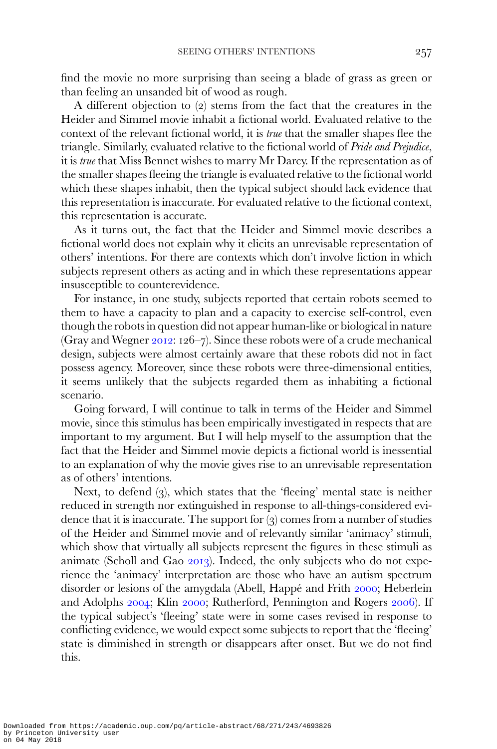find the movie no more surprising than seeing a blade of grass as green or than feeling an unsanded bit of wood as rough.

A different objection to (2) stems from the fact that the creatures in the Heider and Simmel movie inhabit a fictional world. Evaluated relative to the context of the relevant fictional world, it is *true* that the smaller shapes flee the triangle. Similarly, evaluated relative to the fictional world of *Pride and Prejudice*, it is *true* that Miss Bennet wishes to marry Mr Darcy. If the representation as of the smaller shapes fleeing the triangle is evaluated relative to the fictional world which these shapes inhabit, then the typical subject should lack evidence that this representation is inaccurate. For evaluated relative to the fictional context, this representation is accurate.

As it turns out, the fact that the Heider and Simmel movie describes a fictional world does not explain why it elicits an unrevisable representation of others' intentions. For there are contexts which don't involve fiction in which subjects represent others as acting and in which these representations appear insusceptible to counterevidence.

For instance, in one study, subjects reported that certain robots seemed to them to have a capacity to plan and a capacity to exercise self-control, even though the robots in question did not appear human-like or biological in nature (Gray and Wegner 2012: 126–7). Since these robots were of a crude mechanical design, subjects were almost certainly aware that these robots did not in fact possess agency. Moreover, since these robots were three-dimensional entities, it seems unlikely that the subjects regarded them as inhabiting a fictional scenario.

Going forward, I will continue to talk in terms of the Heider and Simmel movie, since this stimulus has been empirically investigated in respects that are important to my argument. But I will help myself to the assumption that the fact that the Heider and Simmel movie depicts a fictional world is inessential to an explanation of why the movie gives rise to an unrevisable representation as of others' intentions.

Next, to defend (3), which states that the 'fleeing' mental state is neither reduced in strength nor extinguished in response to all-things-considered evidence that it is inaccurate. The support for (3) comes from a number of studies of the Heider and Simmel movie and of relevantly similar 'animacy' stimuli, which show that virtually all subjects represent the figures in these stimuli as animate (Scholl and Gao 2013). Indeed, the only subjects who do not experience the 'animacy' interpretation are those who have an autism spectrum disorder or lesions of the amygdala (Abell, Happé and Frith 2000; Heberlein and Adolphs 2004; Klin 2000; Rutherford, Pennington and Rogers 2006). If the typical subject's 'fleeing' state were in some cases revised in response to conflicting evidence, we would expect some subjects to report that the 'fleeing' state is diminished in strength or disappears after onset. But we do not find this.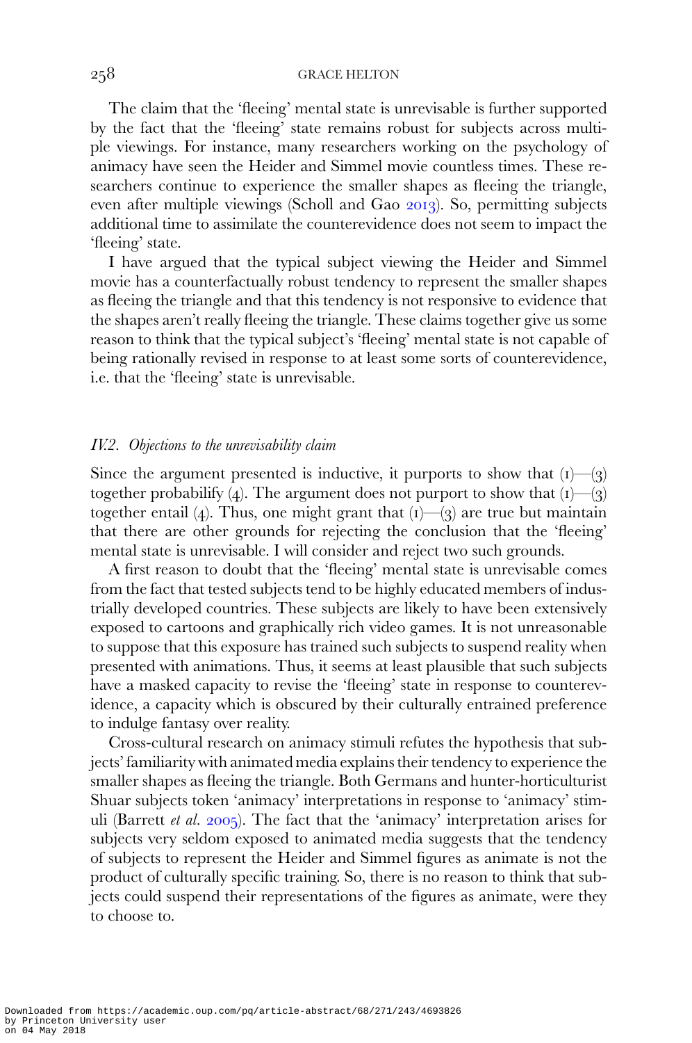The claim that the 'fleeing' mental state is unrevisable is further supported by the fact that the 'fleeing' state remains robust for subjects across multiple viewings. For instance, many researchers working on the psychology of animacy have seen the Heider and Simmel movie countless times. These researchers continue to experience the smaller shapes as fleeing the triangle, even after multiple viewings (Scholl and Gao 2013). So, permitting subjects additional time to assimilate the counterevidence does not seem to impact the 'fleeing' state.

I have argued that the typical subject viewing the Heider and Simmel movie has a counterfactually robust tendency to represent the smaller shapes as fleeing the triangle and that this tendency is not responsive to evidence that the shapes aren't really fleeing the triangle. These claims together give us some reason to think that the typical subject's 'fleeing' mental state is not capable of being rationally revised in response to at least some sorts of counterevidence, i.e. that the 'fleeing' state is unrevisable.

### *IV.2. Objections to the unrevisability claim*

Since the argument presented is inductive, it purports to show that (1)—(3) together probabilify (4). The argument does not purport to show that (1)—(3) together entail (4). Thus, one might grant that (1)—(3) are true but maintain that there are other grounds for rejecting the conclusion that the 'fleeing' mental state is unrevisable. I will consider and reject two such grounds.

A first reason to doubt that the 'fleeing' mental state is unrevisable comes from the fact that tested subjects tend to be highly educated members of industrially developed countries. These subjects are likely to have been extensively exposed to cartoons and graphically rich video games. It is not unreasonable to suppose that this exposure has trained such subjects to suspend reality when presented with animations. Thus, it seems at least plausible that such subjects have a masked capacity to revise the 'fleeing' state in response to counterevidence, a capacity which is obscured by their culturally entrained preference to indulge fantasy over reality.

Cross-cultural research on animacy stimuli refutes the hypothesis that subjects' familiarity with animated media explains their tendency to experience the smaller shapes as fleeing the triangle. Both Germans and hunter-horticulturist Shuar subjects token 'animacy' interpretations in response to 'animacy' stimuli (Barrett *et al.* 2005). The fact that the 'animacy' interpretation arises for subjects very seldom exposed to animated media suggests that the tendency of subjects to represent the Heider and Simmel figures as animate is not the product of culturally specific training. So, there is no reason to think that subjects could suspend their representations of the figures as animate, were they to choose to.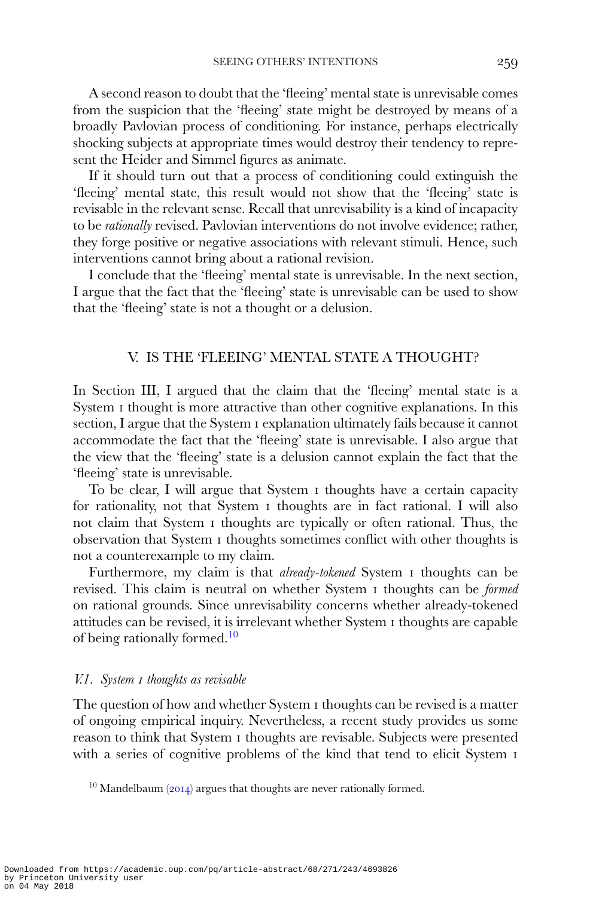A second reason to doubt that the 'fleeing' mental state is unrevisable comes from the suspicion that the 'fleeing' state might be destroyed by means of a broadly Pavlovian process of conditioning. For instance, perhaps electrically shocking subjects at appropriate times would destroy their tendency to represent the Heider and Simmel figures as animate.

If it should turn out that a process of conditioning could extinguish the 'fleeing' mental state, this result would not show that the 'fleeing' state is revisable in the relevant sense. Recall that unrevisability is a kind of incapacity to be *rationally* revised. Pavlovian interventions do not involve evidence; rather, they forge positive or negative associations with relevant stimuli. Hence, such interventions cannot bring about a rational revision.

I conclude that the 'fleeing' mental state is unrevisable. In the next section, I argue that the fact that the 'fleeing' state is unrevisable can be used to show that the 'fleeing' state is not a thought or a delusion.

## V. IS THE 'FLEEING' MENTAL STATE A THOUGHT?

In Section III, I argued that the claim that the 'fleeing' mental state is a System 1 thought is more attractive than other cognitive explanations. In this section, I argue that the System 1 explanation ultimately fails because it cannot accommodate the fact that the 'fleeing' state is unrevisable. I also argue that the view that the 'fleeing' state is a delusion cannot explain the fact that the 'fleeing' state is unrevisable.

To be clear, I will argue that System 1 thoughts have a certain capacity for rationality, not that System 1 thoughts are in fact rational. I will also not claim that System 1 thoughts are typically or often rational. Thus, the observation that System 1 thoughts sometimes conflict with other thoughts is not a counterexample to my claim.

Furthermore, my claim is that *already-tokened* System 1 thoughts can be revised. This claim is neutral on whether System 1 thoughts can be *formed* on rational grounds. Since unrevisability concerns whether already-tokened attitudes can be revised, it is irrelevant whether System 1 thoughts are capable of being rationally formed.[10]

### *V.1. System 1 thoughts as revisable*

The question of how and whether System 1 thoughts can be revised is a matter of ongoing empirical inquiry. Nevertheless, a recent study provides us some reason to think that System 1 thoughts are revisable. Subjects were presented with a series of cognitive problems of the kind that tend to elicit System 1

[10] Mandelbaum (2014) argues that thoughts are never rationally formed.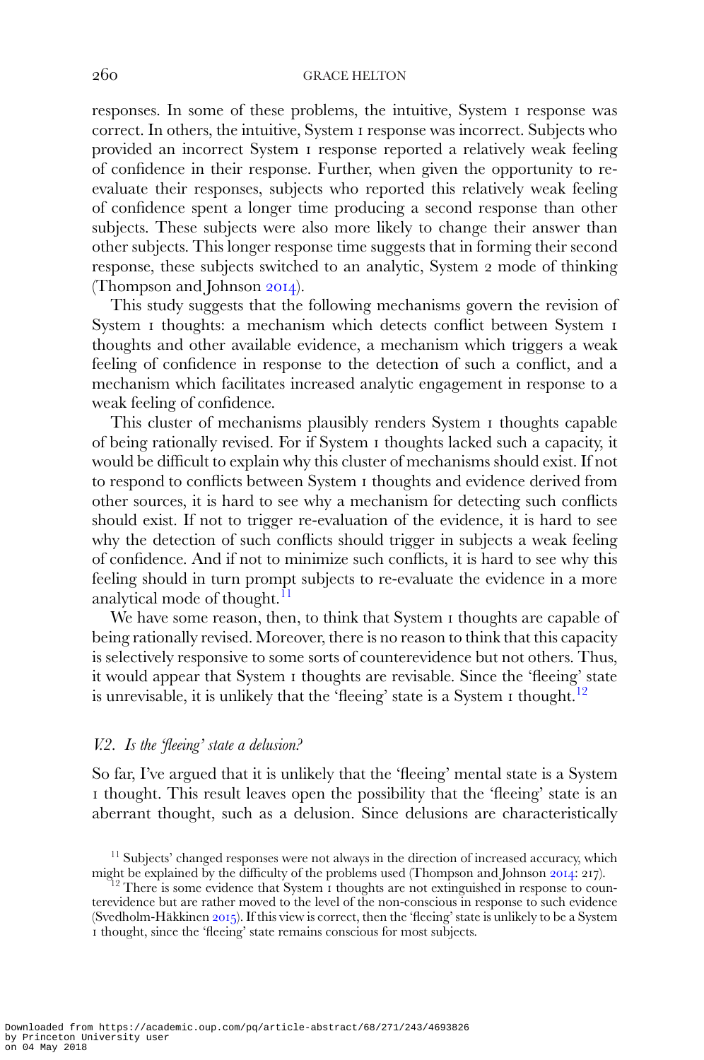responses. In some of these problems, the intuitive, System 1 response was correct. In others, the intuitive, System 1 response was incorrect. Subjects who provided an incorrect System 1 response reported a relatively weak feeling of confidence in their response. Further, when given the opportunity to re-evaluate their responses, subjects who reported this relatively weak feeling of confidence spent a longer time producing a second response than other subjects. These subjects were also more likely to change their answer than other subjects. This longer response time suggests that in forming their second response, these subjects switched to an analytic, System 2 mode of thinking (Thompson and Johnson 2014).

This study suggests that the following mechanisms govern the revision of System 1 thoughts: a mechanism which detects conflict between System 1 thoughts and other available evidence, a mechanism which triggers a weak feeling of confidence in response to the detection of such a conflict, and a mechanism which facilitates increased analytic engagement in response to a weak feeling of confidence.

This cluster of mechanisms plausibly renders System 1 thoughts capable of being rationally revised. For if System 1 thoughts lacked such a capacity, it would be difficult to explain why this cluster of mechanisms should exist. If not to respond to conflicts between System 1 thoughts and evidence derived from other sources, it is hard to see why a mechanism for detecting such conflicts should exist. If not to trigger re-evaluation of the evidence, it is hard to see why the detection of such conflicts should trigger in subjects a weak feeling of confidence. And if not to minimize such conflicts, it is hard to see why this feeling should in turn prompt subjects to re-evaluate the evidence in a more analytical mode of thought.[11]

We have some reason, then, to think that System 1 thoughts are capable of being rationally revised. Moreover, there is no reason to think that this capacity is selectively responsive to some sorts of counterevidence but not others. Thus, it would appear that System 1 thoughts are revisable. Since the 'fleeing' state is unrevisable, it is unlikely that the 'fleeing' state is a System 1 thought.[12]

### *V.2. Is the 'fleeing' state a delusion?*

So far, I've argued that it is unlikely that the 'fleeing' mental state is a System 1 thought. This result leaves open the possibility that the 'fleeing' state is an aberrant thought, such as a delusion. Since delusions are characteristically

[11] Subjects' changed responses were not always in the direction of increased accuracy, which might be explained by the difficulty of the problems used (Thompson and Johnson 2014: 217).

[12] There is some evidence that System 1 thoughts are not extinguished in response to counterevidence but are rather moved to the level of the non-conscious in response to such evidence (Svedholm-Häkkinen 2015). If this view is correct, then the 'fleeing' state is unlikely to be a System 1 thought, since the 'fleeing' state remains conscious for most subjects.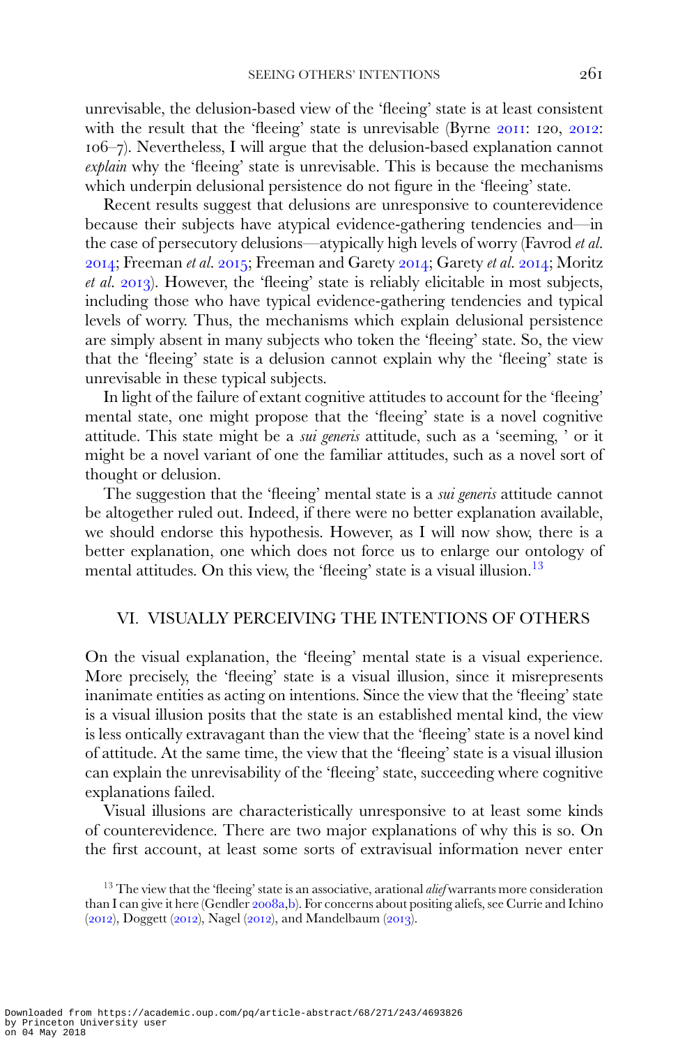unrevisable, the delusion-based view of the 'fleeing' state is at least consistent with the result that the 'fleeing' state is unrevisable (Byrne 2011: 120, 2012: 106–7). Nevertheless, I will argue that the delusion-based explanation cannot *explain* why the 'fleeing' state is unrevisable. This is because the mechanisms which underpin delusional persistence do not figure in the 'fleeing' state.

Recent results suggest that delusions are unresponsive to counterevidence because their subjects have atypical evidence-gathering tendencies and—in the case of persecutory delusions—atypically high levels of worry (Favrod *et al.* 2014; Freeman *et al.* 2015; Freeman and Garety 2014; Garety *et al.* 2014; Moritz *et al.* 2013). However, the 'fleeing' state is reliably elicitable in most subjects, including those who have typical evidence-gathering tendencies and typical levels of worry. Thus, the mechanisms which explain delusional persistence are simply absent in many subjects who token the 'fleeing' state. So, the view that the 'fleeing' state is a delusion cannot explain why the 'fleeing' state is unrevisable in these typical subjects.

In light of the failure of extant cognitive attitudes to account for the 'fleeing' mental state, one might propose that the 'fleeing' state is a novel cognitive attitude. This state might be a *sui generis* attitude, such as a 'seeming, ' or it might be a novel variant of one the familiar attitudes, such as a novel sort of thought or delusion.

The suggestion that the 'fleeing' mental state is a *sui generis* attitude cannot be altogether ruled out. Indeed, if there were no better explanation available, we should endorse this hypothesis. However, as I will now show, there is a better explanation, one which does not force us to enlarge our ontology of mental attitudes. On this view, the 'fleeing' state is a visual illusion.[13]

## VI. VISUALLY PERCEIVING THE INTENTIONS OF OTHERS

On the visual explanation, the 'fleeing' mental state is a visual experience. More precisely, the 'fleeing' state is a visual illusion, since it misrepresents inanimate entities as acting on intentions. Since the view that the 'fleeing' state is a visual illusion posits that the state is an established mental kind, the view is less ontically extravagant than the view that the 'fleeing' state is a novel kind of attitude. At the same time, the view that the 'fleeing' state is a visual illusion can explain the unrevisability of the 'fleeing' state, succeeding where cognitive explanations failed.

Visual illusions are characteristically unresponsive to at least some kinds of counterevidence. There are two major explanations of why this is so. On the first account, at least some sorts of extravisual information never enter

[13] The view that the 'fleeing' state is an associative, arational *alief* warrants more consideration than I can give it here (Gendler 2008a,b). For concerns about positing aliefs, see Currie and Ichino (2012), Doggett (2012), Nagel (2012), and Mandelbaum (2013).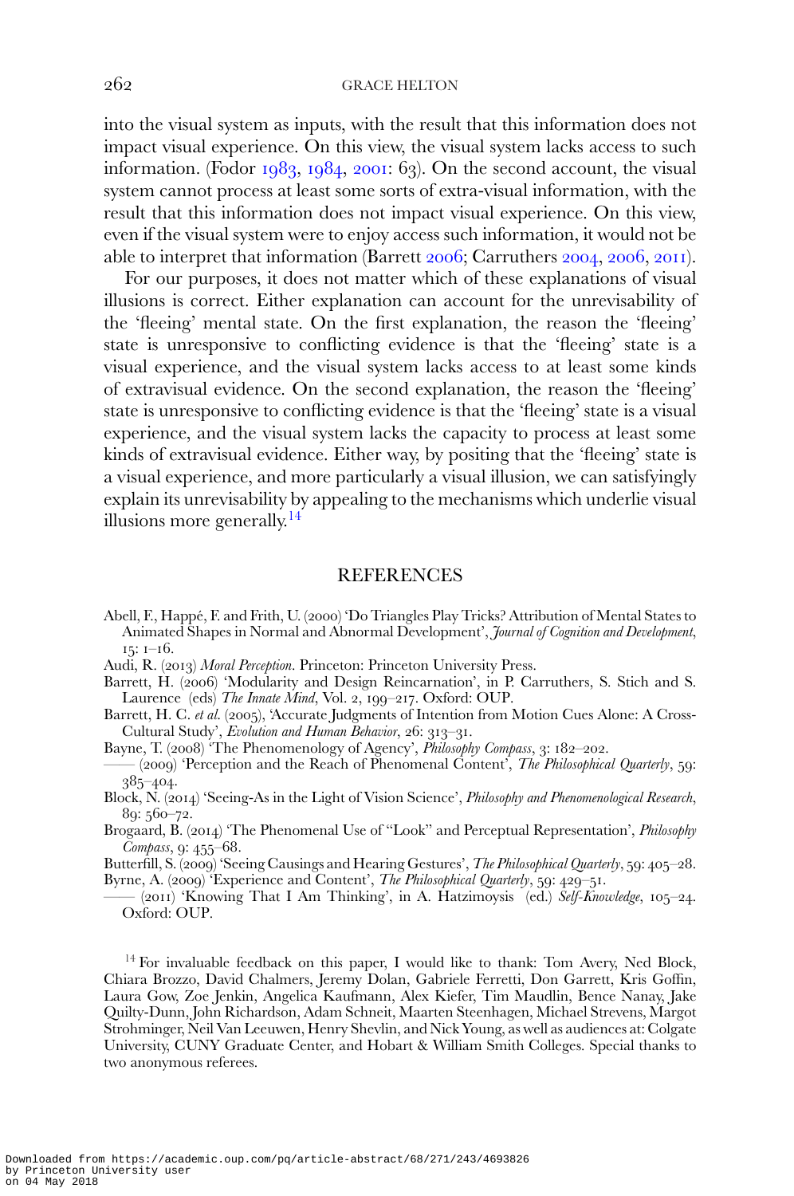into the visual system as inputs, with the result that this information does not impact visual experience. On this view, the visual system lacks access to such information. (Fodor 1983, 1984, 2001: 63). On the second account, the visual system cannot process at least some sorts of extra-visual information, with the result that this information does not impact visual experience. On this view, even if the visual system were to enjoy access such information, it would not be able to interpret that information (Barrett 2006; Carruthers 2004, 2006, 2011).

For our purposes, it does not matter which of these explanations of visual illusions is correct. Either explanation can account for the unrevisability of the 'fleeing' mental state. On the first explanation, the reason the 'fleeing' state is unresponsive to conflicting evidence is that the 'fleeing' state is a visual experience, and the visual system lacks access to at least some kinds of extravisual evidence. On the second explanation, the reason the 'fleeing' state is unresponsive to conflicting evidence is that the 'fleeing' state is a visual experience, and the visual system lacks the capacity to process at least some kinds of extravisual evidence. Either way, by positing that the 'fleeing' state is a visual experience, and more particularly a visual illusion, we can satisfyingly explain its unrevisability by appealing to the mechanisms which underlie visual illusions more generally.[14]

## REFERENCES

Abell, F., Happé, F. and Frith, U. (2000) 'Do Triangles Play Tricks? Attribution of Mental States to Animated Shapes in Normal and Abnormal Development', *Journal of Cognition and Development*, 15: 1–16.

Audi, R. (2013) *Moral Perception*. Princeton: Princeton University Press.

Barrett, H. (2006) 'Modularity and Design Reincarnation', in P. Carruthers, S. Stich and S. Laurence (eds) *The Innate Mind*, Vol. 2, 199–217. Oxford: OUP.

Barrett, H. C. *et al.* (2005), 'Accurate Judgments of Intention from Motion Cues Alone: A Cross-Cultural Study', *Evolution and Human Behavior*, 26: 313–31.

Bayne, T. (2008) 'The Phenomenology of Agency', *Philosophy Compass*, 3: 182–202.

—— (2009) 'Perception and the Reach of Phenomenal Content', *The Philosophical Quarterly*, 59: 385–404.

Block, N. (2014) 'Seeing-As in the Light of Vision Science', *Philosophy and Phenomenological Research*, 89: 560–72.

Brogaard, B. (2014) 'The Phenomenal Use of "Look" and Perceptual Representation', *Philosophy Compass*, 9: 455–68.

Butterfill, S. (2009) 'Seeing Causings and Hearing Gestures', *The Philosophical Quarterly*, 59: 405–28.

Byrne, A. (2009) 'Experience and Content', *The Philosophical Quarterly*, 59: 429–51.

—— (2011) 'Knowing That I Am Thinking', in A. Hatzimoysis (ed.) *Self-Knowledge*, 105–24. Oxford: OUP.

[14] For invaluable feedback on this paper, I would like to thank: Tom Avery, Ned Block, Chiara Brozzo, David Chalmers, Jeremy Dolan, Gabriele Ferretti, Don Garrett, Kris Goffin, Laura Gow, Zoe Jenkin, Angelica Kaufmann, Alex Kiefer, Tim Maudlin, Bence Nanay, Jake Quilty-Dunn, John Richardson, Adam Schneit, Maarten Steenhagen, Michael Strevens, Margot Strohminger, Neil Van Leeuwen, Henry Shevlin, and Nick Young, as well as audiences at: Colgate University, CUNY Graduate Center, and Hobart & William Smith Colleges. Special thanks to two anonymous referees.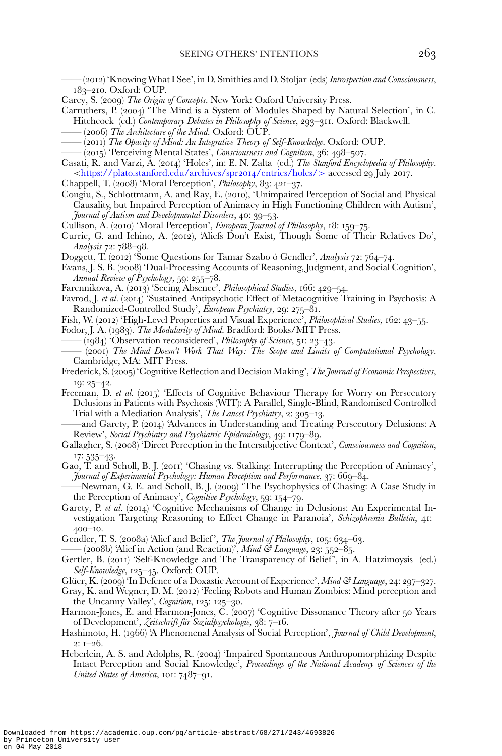—— (2012) 'Knowing What I See', in D. Smithies and D. Stoljar (eds) *Introspection and Consciousness*, 183–210. Oxford: OUP.

Carey, S. (2009) *The Origin of Concepts*. New York: Oxford University Press.

Carruthers, P. (2004) 'The Mind is a System of Modules Shaped by Natural Selection', in C. Hitchcock (ed.) *Contemporary Debates in Philosophy of Science*, 293–311. Oxford: Blackwell.

—— (2006) *The Architecture of the Mind*. Oxford: OUP.

—— (2011) *The Opacity of Mind: An Integrative Theory of Self-Knowledge*. Oxford: OUP.

—— (2015) 'Perceiving Mental States', *Consciousness and Cognition*, 36: 498–507.

Casati, R. and Varzi, A. (2014) 'Holes', in: E. N. Zalta (ed.) *The Stanford Encyclopedia of Philosophy*. <https://plato.stanford.edu/archives/spr2014/entries/holes/> accessed 29 July 2017.

Chappell, T. (2008) 'Moral Perception', *Philosophy*, 83: 421–37.

Congiu, S., Schlottmann, A. and Ray, E. (2010), 'Unimpaired Perception of Social and Physical Causality, but Impaired Perception of Animacy in High Functioning Children with Autism', *Journal of Autism and Developmental Disorders*, 40: 39–53.

Cullison, A. (2010) 'Moral Perception', *European Journal of Philosophy*, 18: 159–75.

Currie, G. and Ichino, A. (2012), 'Aliefs Don't Exist, Though Some of Their Relatives Do', *Analysis* 72: 788–98.

Doggett, T. (2012) 'Some Questions for Tamar Szabo ó Gendler', *Analysis* 72: 764–74.

Evans, J. S. B. (2008) 'Dual-Processing Accounts of Reasoning, Judgment, and Social Cognition', *Annual Review of Psychology*, 59: 255–78.

Farennikova, A. (2013) 'Seeing Absence', *Philosophical Studies*, 166: 429–54.

Favrod, J. *et al.* (2014) 'Sustained Antipsychotic Effect of Metacognitive Training in Psychosis: A Randomized-Controlled Study', *European Psychiatry*, 29: 275–81.

Fish, W. (2012) 'High-Level Properties and Visual Experience', *Philosophical Studies*, 162: 43–55.

Fodor, J. A. (1983). *The Modularity of Mind*. Bradford: Books/MIT Press.

—— (1984) 'Observation reconsidered', *Philosophy of Science*, 51: 23–43.

—— (2001) *The Mind Doesn't Work That Way: The Scope and Limits of Computational Psychology*. Cambridge, MA: MIT Press.

Frederick, S. (2005) 'Cognitive Reflection and Decision Making', *The Journal of Economic Perspectives*, 19: 25–42.

Freeman, D. *et al.* (2015) 'Effects of Cognitive Behaviour Therapy for Worry on Persecutory Delusions in Patients with Psychosis (WIT): A Parallel, Single-Blind, Randomised Controlled Trial with a Mediation Analysis', *The Lancet Psychiatry*, 2: 305–13.

——and Garety, P. (2014) 'Advances in Understanding and Treating Persecutory Delusions: A Review', *Social Psychiatry and Psychiatric Epidemiology*, 49: 1179–89.

Gallagher, S. (2008) 'Direct Perception in the Intersubjective Context', *Consciousness and Cognition*, 17: 535–43.

Gao, T. and Scholl, B. J. (2011) 'Chasing vs. Stalking: Interrupting the Perception of Animacy', *Journal of Experimental Psychology: Human Perception and Performance*, 37: 669–84.

——Newman, G. E. and Scholl, B. J. (2009) 'The Psychophysics of Chasing: A Case Study in the Perception of Animacy', *Cognitive Psychology*, 59: 154–79.

Garety, P. *et al.* (2014) 'Cognitive Mechanisms of Change in Delusions: An Experimental Investigation Targeting Reasoning to Effect Change in Paranoia', *Schizophrenia Bulletin*, 41: 400–10.

Gendler, T. S. (2008a) 'Alief and Belief', *The Journal of Philosophy*, 105: 634–63.

—— (2008b) 'Alief in Action (and Reaction)', *Mind & Language*, 23: 552–85.

Gertler, B. (2011) 'Self-Knowledge and The Transparency of Belief', in A. Hatzimoysis (ed.) *Self-Knowledge*, 125–45. Oxford: OUP.

Glüer, K. (2009) 'In Defence of a Doxastic Account of Experience', *Mind & Language*, 24: 297–327.

Gray, K. and Wegner, D. M. (2012) 'Feeling Robots and Human Zombies: Mind perception and the Uncanny Valley', *Cognition*, 125: 125–30.

Harmon-Jones, E. and Harmon-Jones, C. (2007) 'Cognitive Dissonance Theory after 50 Years of Development', *Zeitschrift für Sozialpsychologie*, 38: 7–16.

Hashimoto, H. (1966) 'A Phenomenal Analysis of Social Perception', *Journal of Child Development*, 2: 1–26.

Heberlein, A. S. and Adolphs, R. (2004) 'Impaired Spontaneous Anthropomorphizing Despite Intact Perception and Social Knowledge', *Proceedings of the National Academy of Sciences of the United States of America*, 101: 7487–91.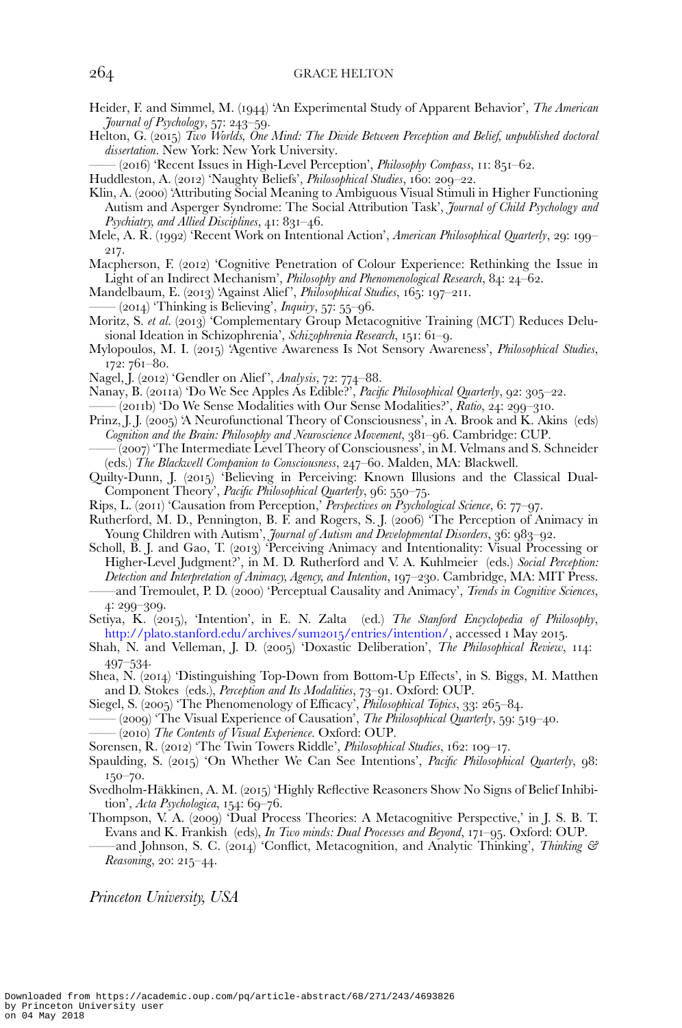Heider, F. and Simmel, M. (1944) 'An Experimental Study of Apparent Behavior', *The American Journal of Psychology*, 57: 243–59.

Helton, G. (2015) *Two Worlds, One Mind: The Divide Between Perception and Belief, unpublished doctoral dissertation*. New York: New York University.

—— (2016) 'Recent Issues in High-Level Perception', *Philosophy Compass*, 11: 851–62.

Huddleston, A. (2012) 'Naughty Beliefs', *Philosophical Studies*, 160: 209–22.

Klin, A. (2000) 'Attributing Social Meaning to Ambiguous Visual Stimuli in Higher Functioning Autism and Asperger Syndrome: The Social Attribution Task', *Journal of Child Psychology and Psychiatry, and Allied Disciplines*, 41: 831–46.

Mele, A. R. (1992) 'Recent Work on Intentional Action', *American Philosophical Quarterly*, 29: 199–217.

Macpherson, F. (2012) 'Cognitive Penetration of Colour Experience: Rethinking the Issue in Light of an Indirect Mechanism', *Philosophy and Phenomenological Research*, 84: 24–62.

Mandelbaum, E. (2013) 'Against Alief', *Philosophical Studies*, 165: 197–211.

—— (2014) 'Thinking is Believing', *Inquiry*, 57: 55–96.

Moritz, S. *et al*. (2013) 'Complementary Group Metacognitive Training (MCT) Reduces Delusional Ideation in Schizophrenia', *Schizophrenia Research*, 151: 61–9.

Mylopoulos, M. I. (2015) 'Agentive Awareness Is Not Sensory Awareness', *Philosophical Studies*, 172: 761–80.

Nagel, J. (2012) 'Gendler on Alief', *Analysis*, 72: 774–88.

Nanay, B. (2011a) 'Do We See Apples As Edible?', *Pacific Philosophical Quarterly*, 92: 305–22.

—— (2011b) 'Do We Sense Modalities with Our Sense Modalities?', *Ratio*, 24: 299–310.

Prinz, J. J. (2005) 'A Neurofunctional Theory of Consciousness', in A. Brook and K. Akins (eds) *Cognition and the Brain: Philosophy and Neuroscience Movement*, 381–96. Cambridge: CUP.

—— (2007) 'The Intermediate Level Theory of Consciousness', in M. Velmans and S. Schneider (eds.) *The Blackwell Companion to Consciousness*, 247–60. Malden, MA: Blackwell.

Quilty-Dunn, J. (2015) 'Believing in Perceiving: Known Illusions and the Classical Dual-Component Theory', *Pacific Philosophical Quarterly*, 96: 550–75.

Rips, L. (2011) 'Causation from Perception,' *Perspectives on Psychological Science*, 6: 77–97.

Rutherford, M. D., Pennington, B. F. and Rogers, S. J. (2006) 'The Perception of Animacy in Young Children with Autism', *Journal of Autism and Developmental Disorders*, 36: 983–92.

Scholl, B. J. and Gao, T. (2013) 'Perceiving Animacy and Intentionality: Visual Processing or Higher-Level Judgment?', in M. D. Rutherford and V. A. Kuhlmeier (eds.) *Social Perception: Detection and Interpretation of Animacy, Agency, and Intention*, 197–230. Cambridge, MA: MIT Press.

——and Tremoulet, P. D. (2000) 'Perceptual Causality and Animacy', *Trends in Cognitive Sciences*, 4: 299–309.

Setiya, K. (2015), 'Intention', in E. N. Zalta (ed.) *The Stanford Encyclopedia of Philosophy*, http://plato.stanford.edu/archives/sum2015/entries/intention/, accessed 1 May 2015.

Shah, N. and Velleman, J. D. (2005) 'Doxastic Deliberation', *The Philosophical Review*, 114: 497–534.

Shea, N. (2014) 'Distinguishing Top-Down from Bottom-Up Effects', in S. Biggs, M. Matthen and D. Stokes (eds.), *Perception and Its Modalities*, 73–91. Oxford: OUP.

Siegel, S. (2005) 'The Phenomenology of Efficacy', *Philosophical Topics*, 33: 265–84.

—— (2009) 'The Visual Experience of Causation', *The Philosophical Quarterly*, 59: 519–40.

—— (2010) *The Contents of Visual Experience*. Oxford: OUP.

Sorensen, R. (2012) 'The Twin Towers Riddle', *Philosophical Studies*, 162: 109–17.

Spaulding, S. (2015) 'On Whether We Can See Intentions', *Pacific Philosophical Quarterly*, 98: 150–70.

Svedholm-Häkkinen, A. M. (2015) 'Highly Reflective Reasoners Show No Signs of Belief Inhibition', *Acta Psychologica*, 154: 69–76.

Thompson, V. A. (2009) 'Dual Process Theories: A Metacognitive Perspective,' in J. S. B. T. Evans and K. Frankish (eds), *In Two minds: Dual Processes and Beyond*, 171–95. Oxford: OUP.

——and Johnson, S. C. (2014) 'Conflict, Metacognition, and Analytic Thinking', *Thinking & Reasoning*, 20: 215–44.

*Princeton University, USA*